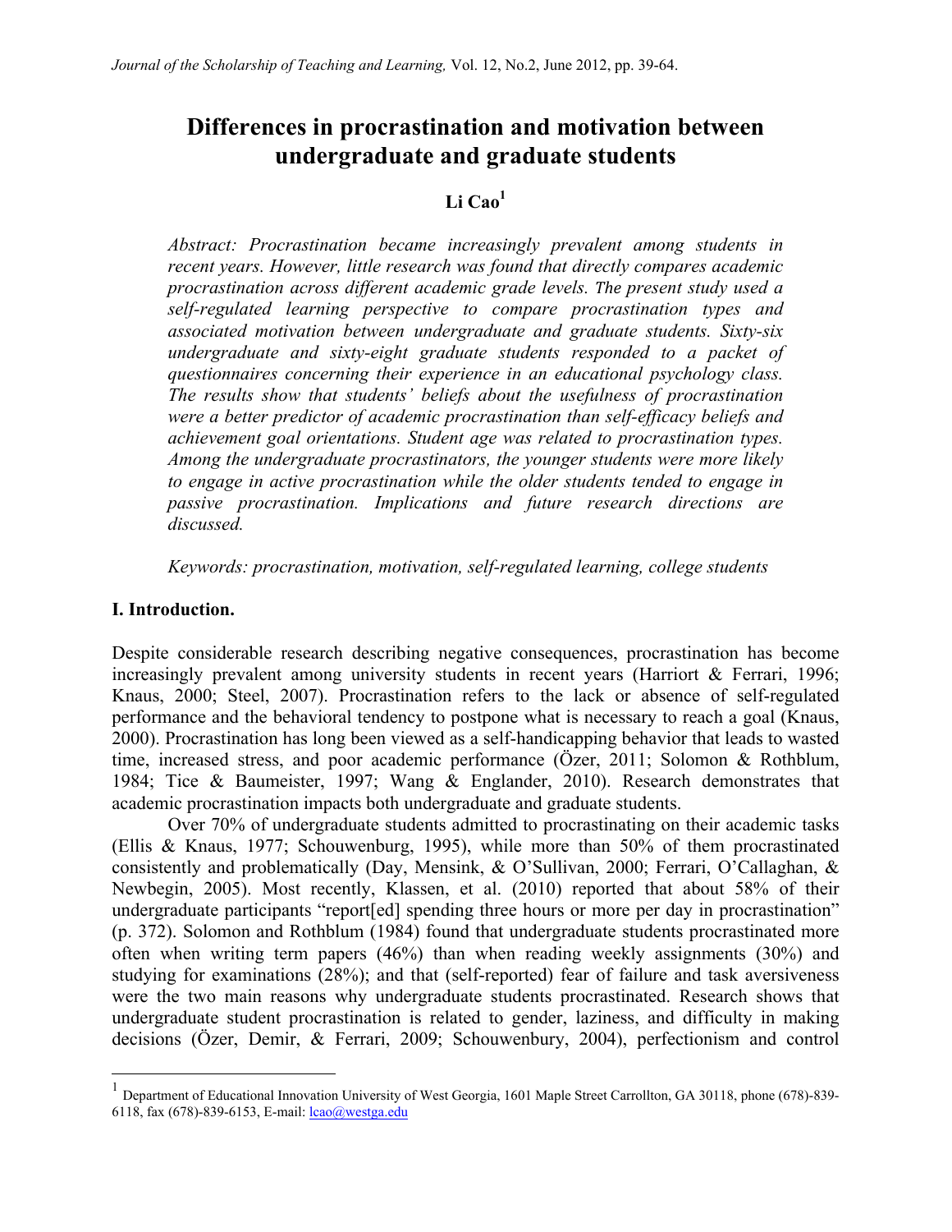# Differences in procrastination and motivation between undergraduate and graduate students

**Li Cao[1]**

*Abstract: Procrastination became increasingly prevalent among students in recent years. However, little research was found that directly compares academic procrastination across different academic grade levels. The present study used a self-regulated learning perspective to compare procrastination types and associated motivation between undergraduate and graduate students. Sixty-six undergraduate and sixty-eight graduate students responded to a packet of questionnaires concerning their experience in an educational psychology class. The results show that students' beliefs about the usefulness of procrastination were a better predictor of academic procrastination than self-efficacy beliefs and achievement goal orientations. Student age was related to procrastination types. Among the undergraduate procrastinators, the younger students were more likely to engage in active procrastination while the older students tended to engage in passive procrastination. Implications and future research directions are discussed.*

*Keywords: procrastination, motivation, self-regulated learning, college students*

## I. Introduction.

Despite considerable research describing negative consequences, procrastination has become increasingly prevalent among university students in recent years (Harriort & Ferrari, 1996; Knaus, 2000; Steel, 2007). Procrastination refers to the lack or absence of self-regulated performance and the behavioral tendency to postpone what is necessary to reach a goal (Knaus, 2000). Procrastination has long been viewed as a self-handicapping behavior that leads to wasted time, increased stress, and poor academic performance (Özer, 2011; Solomon & Rothblum, 1984; Tice & Baumeister, 1997; Wang & Englander, 2010). Research demonstrates that academic procrastination impacts both undergraduate and graduate students.

Over 70% of undergraduate students admitted to procrastinating on their academic tasks (Ellis & Knaus, 1977; Schouwenburg, 1995), while more than 50% of them procrastinated consistently and problematically (Day, Mensink, & O'Sullivan, 2000; Ferrari, O'Callaghan, & Newbegin, 2005). Most recently, Klassen, et al. (2010) reported that about 58% of their undergraduate participants "report[ed] spending three hours or more per day in procrastination" (p. 372). Solomon and Rothblum (1984) found that undergraduate students procrastinated more often when writing term papers (46%) than when reading weekly assignments (30%) and studying for examinations (28%); and that (self-reported) fear of failure and task aversiveness were the two main reasons why undergraduate students procrastinated. Research shows that undergraduate student procrastination is related to gender, laziness, and difficulty in making decisions (Özer, Demir, & Ferrari, 2009; Schouwenbury, 2004), perfectionism and control

[1] Department of Educational Innovation University of West Georgia, 1601 Maple Street Carrollton, GA 30118, phone (678)-839-6118, fax (678)-839-6153, E-mail: lcao@westga.edu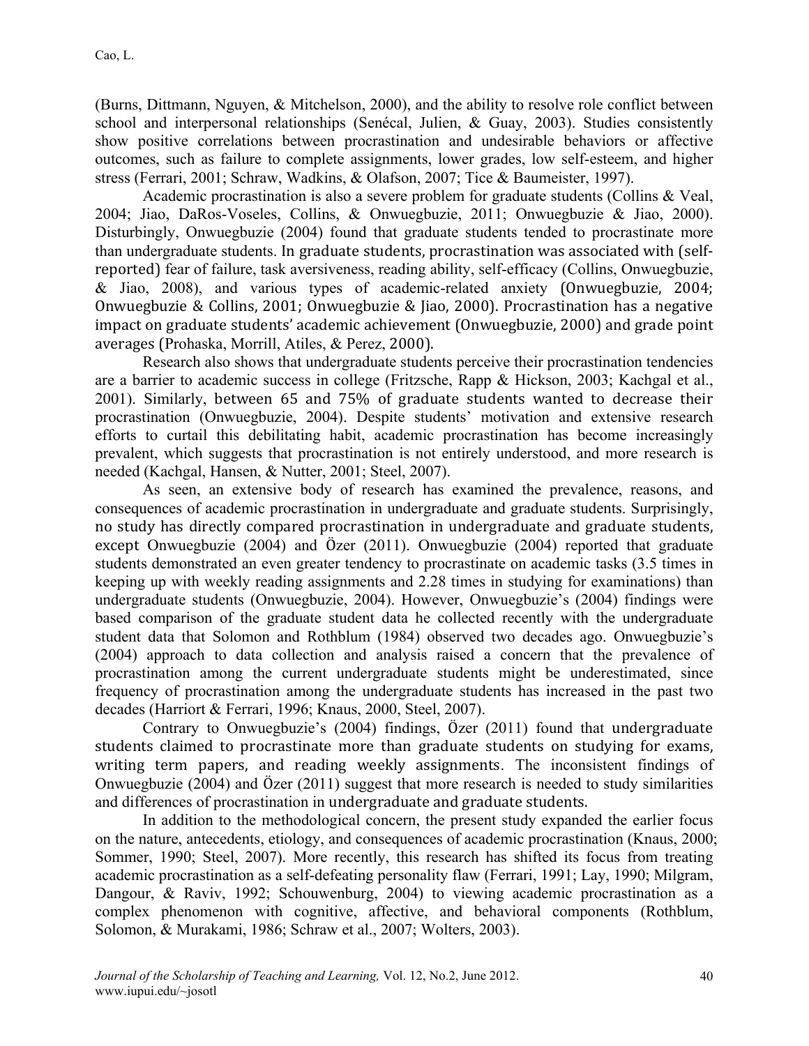(Burns, Dittmann, Nguyen, & Mitchelson, 2000), and the ability to resolve role conflict between school and interpersonal relationships (Senécal, Julien, & Guay, 2003). Studies consistently show positive correlations between procrastination and undesirable behaviors or affective outcomes, such as failure to complete assignments, lower grades, low self-esteem, and higher stress (Ferrari, 2001; Schraw, Wadkins, & Olafson, 2007; Tice & Baumeister, 1997).

Academic procrastination is also a severe problem for graduate students (Collins & Veal, 2004; Jiao, DaRos-Voseles, Collins, & Onwuegbuzie, 2011; Onwuegbuzie & Jiao, 2000). Disturbingly, Onwuegbuzie (2004) found that graduate students tended to procrastinate more than undergraduate students. In graduate students, procrastination was associated with (self-reported) fear of failure, task aversiveness, reading ability, self-efficacy (Collins, Onwuegbuzie, & Jiao, 2008), and various types of academic-related anxiety (Onwuegbuzie, 2004; Onwuegbuzie & Collins, 2001; Onwuegbuzie & Jiao, 2000). Procrastination has a negative impact on graduate students' academic achievement (Onwuegbuzie, 2000) and grade point averages (Prohaska, Morrill, Atiles, & Perez, 2000).

Research also shows that undergraduate students perceive their procrastination tendencies are a barrier to academic success in college (Fritzsche, Rapp & Hickson, 2003; Kachgal et al., 2001). Similarly, between 65 and 75% of graduate students wanted to decrease their procrastination (Onwuegbuzie, 2004). Despite students' motivation and extensive research efforts to curtail this debilitating habit, academic procrastination has become increasingly prevalent, which suggests that procrastination is not entirely understood, and more research is needed (Kachgal, Hansen, & Nutter, 2001; Steel, 2007).

As seen, an extensive body of research has examined the prevalence, reasons, and consequences of academic procrastination in undergraduate and graduate students. Surprisingly, no study has directly compared procrastination in undergraduate and graduate students, except Onwuegbuzie (2004) and Özer (2011). Onwuegbuzie (2004) reported that graduate students demonstrated an even greater tendency to procrastinate on academic tasks (3.5 times in keeping up with weekly reading assignments and 2.28 times in studying for examinations) than undergraduate students (Onwuegbuzie, 2004). However, Onwuegbuzie's (2004) findings were based comparison of the graduate student data he collected recently with the undergraduate student data that Solomon and Rothblum (1984) observed two decades ago. Onwuegbuzie's (2004) approach to data collection and analysis raised a concern that the prevalence of procrastination among the current undergraduate students might be underestimated, since frequency of procrastination among the undergraduate students has increased in the past two decades (Harriort & Ferrari, 1996; Knaus, 2000, Steel, 2007).

Contrary to Onwuegbuzie's (2004) findings, Özer (2011) found that undergraduate students claimed to procrastinate more than graduate students on studying for exams, writing term papers, and reading weekly assignments. The inconsistent findings of Onwuegbuzie (2004) and Özer (2011) suggest that more research is needed to study similarities and differences of procrastination in undergraduate and graduate students.

In addition to the methodological concern, the present study expanded the earlier focus on the nature, antecedents, etiology, and consequences of academic procrastination (Knaus, 2000; Sommer, 1990; Steel, 2007). More recently, this research has shifted its focus from treating academic procrastination as a self-defeating personality flaw (Ferrari, 1991; Lay, 1990; Milgram, Dangour, & Raviv, 1992; Schouwenburg, 2004) to viewing academic procrastination as a complex phenomenon with cognitive, affective, and behavioral components (Rothblum, Solomon, & Murakami, 1986; Schraw et al., 2007; Wolters, 2003).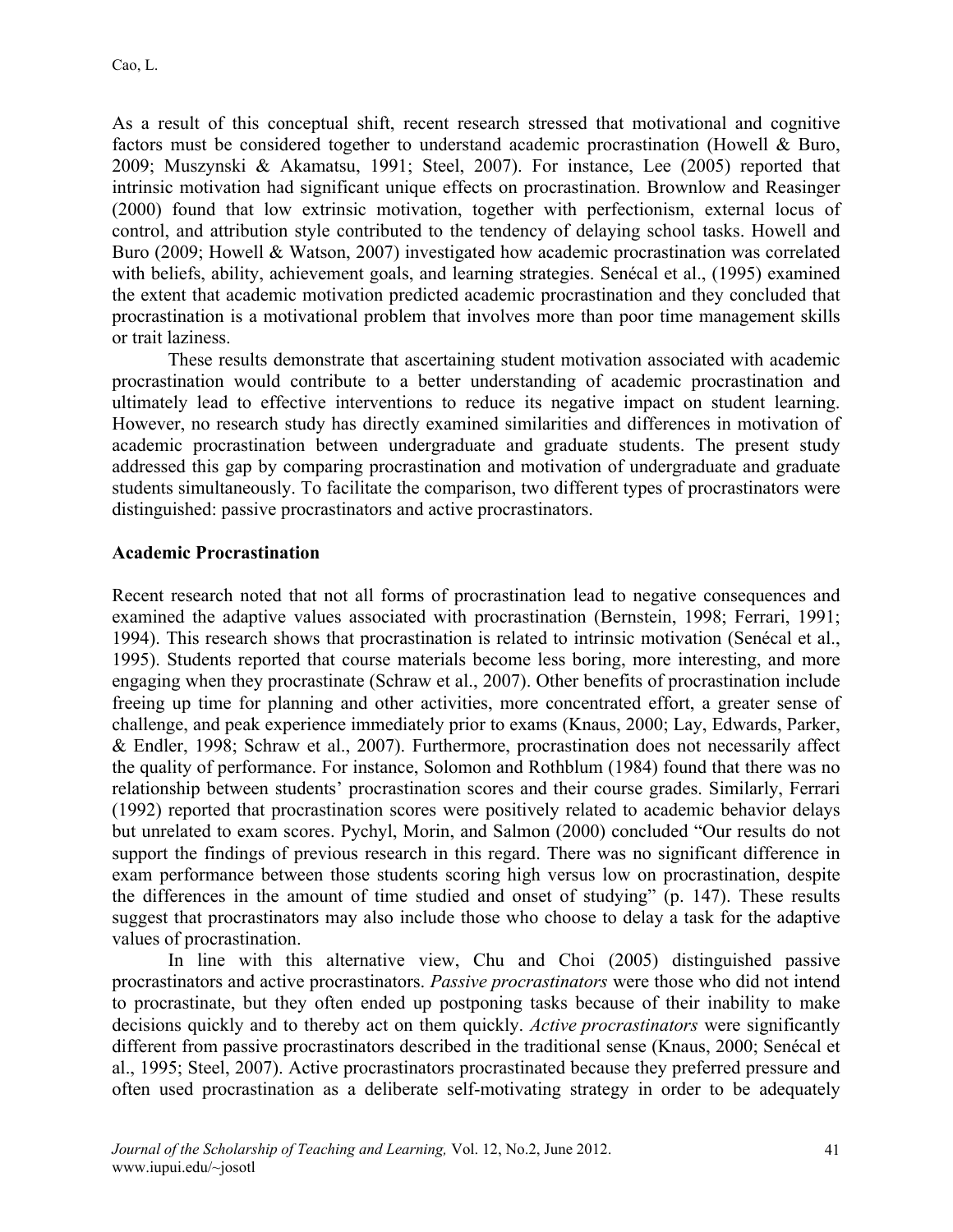As a result of this conceptual shift, recent research stressed that motivational and cognitive factors must be considered together to understand academic procrastination (Howell & Buro, 2009; Muszynski & Akamatsu, 1991; Steel, 2007). For instance, Lee (2005) reported that intrinsic motivation had significant unique effects on procrastination. Brownlow and Reasinger (2000) found that low extrinsic motivation, together with perfectionism, external locus of control, and attribution style contributed to the tendency of delaying school tasks. Howell and Buro (2009; Howell & Watson, 2007) investigated how academic procrastination was correlated with beliefs, ability, achievement goals, and learning strategies. Senécal et al., (1995) examined the extent that academic motivation predicted academic procrastination and they concluded that procrastination is a motivational problem that involves more than poor time management skills or trait laziness.

These results demonstrate that ascertaining student motivation associated with academic procrastination would contribute to a better understanding of academic procrastination and ultimately lead to effective interventions to reduce its negative impact on student learning. However, no research study has directly examined similarities and differences in motivation of academic procrastination between undergraduate and graduate students. The present study addressed this gap by comparing procrastination and motivation of undergraduate and graduate students simultaneously. To facilitate the comparison, two different types of procrastinators were distinguished: passive procrastinators and active procrastinators.

## Academic Procrastination

Recent research noted that not all forms of procrastination lead to negative consequences and examined the adaptive values associated with procrastination (Bernstein, 1998; Ferrari, 1991; 1994). This research shows that procrastination is related to intrinsic motivation (Senécal et al., 1995). Students reported that course materials become less boring, more interesting, and more engaging when they procrastinate (Schraw et al., 2007). Other benefits of procrastination include freeing up time for planning and other activities, more concentrated effort, a greater sense of challenge, and peak experience immediately prior to exams (Knaus, 2000; Lay, Edwards, Parker, & Endler, 1998; Schraw et al., 2007). Furthermore, procrastination does not necessarily affect the quality of performance. For instance, Solomon and Rothblum (1984) found that there was no relationship between students' procrastination scores and their course grades. Similarly, Ferrari (1992) reported that procrastination scores were positively related to academic behavior delays but unrelated to exam scores. Pychyl, Morin, and Salmon (2000) concluded "Our results do not support the findings of previous research in this regard. There was no significant difference in exam performance between those students scoring high versus low on procrastination, despite the differences in the amount of time studied and onset of studying" (p. 147). These results suggest that procrastinators may also include those who choose to delay a task for the adaptive values of procrastination.

In line with this alternative view, Chu and Choi (2005) distinguished passive procrastinators and active procrastinators. *Passive procrastinators* were those who did not intend to procrastinate, but they often ended up postponing tasks because of their inability to make decisions quickly and to thereby act on them quickly. *Active procrastinators* were significantly different from passive procrastinators described in the traditional sense (Knaus, 2000; Senécal et al., 1995; Steel, 2007). Active procrastinators procrastinated because they preferred pressure and often used procrastination as a deliberate self-motivating strategy in order to be adequately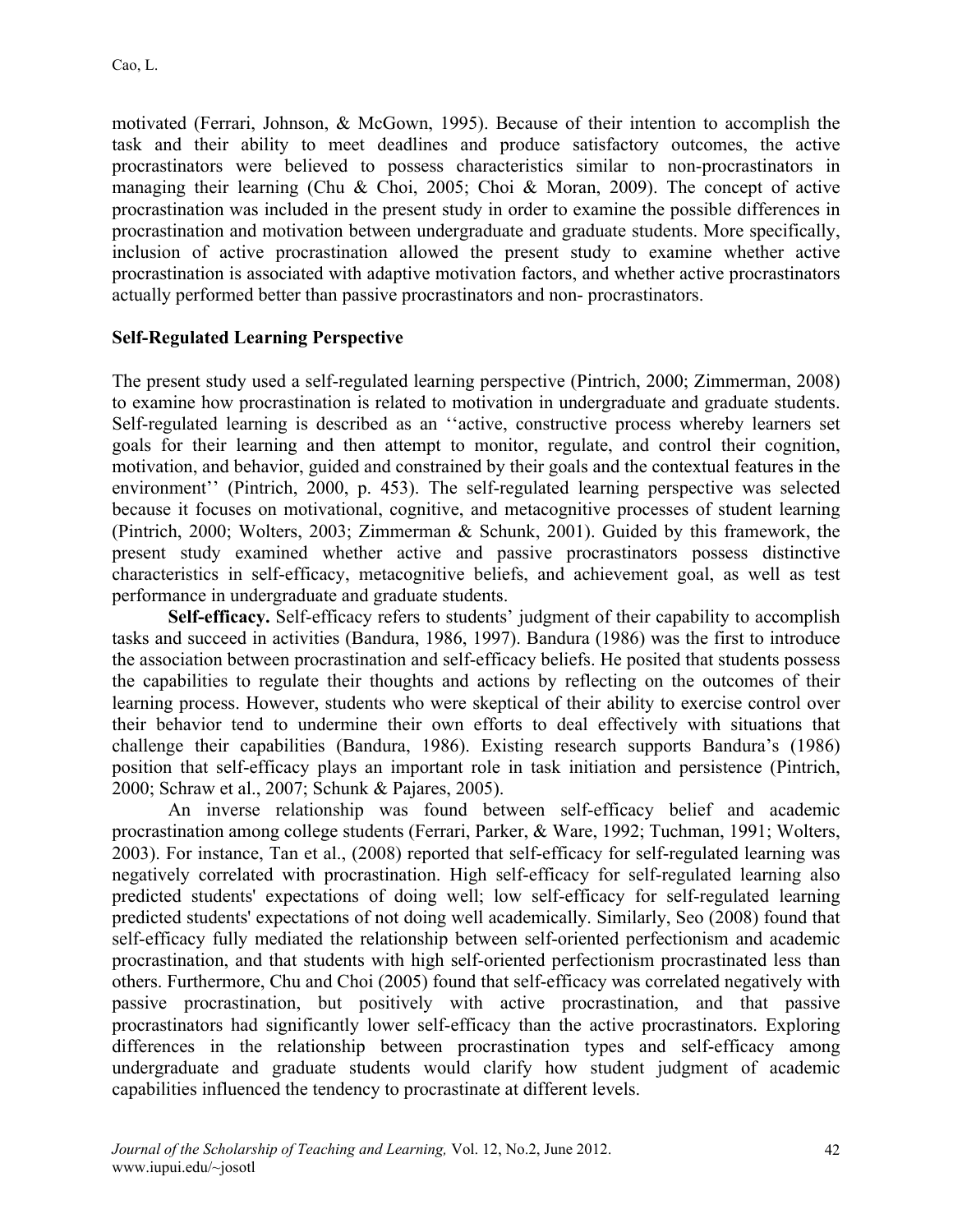motivated (Ferrari, Johnson, & McGown, 1995). Because of their intention to accomplish the task and their ability to meet deadlines and produce satisfactory outcomes, the active procrastinators were believed to possess characteristics similar to non-procrastinators in managing their learning (Chu & Choi, 2005; Choi & Moran, 2009). The concept of active procrastination was included in the present study in order to examine the possible differences in procrastination and motivation between undergraduate and graduate students. More specifically, inclusion of active procrastination allowed the present study to examine whether active procrastination is associated with adaptive motivation factors, and whether active procrastinators actually performed better than passive procrastinators and non- procrastinators.

## Self-Regulated Learning Perspective

The present study used a self-regulated learning perspective (Pintrich, 2000; Zimmerman, 2008) to examine how procrastination is related to motivation in undergraduate and graduate students. Self-regulated learning is described as an ''active, constructive process whereby learners set goals for their learning and then attempt to monitor, regulate, and control their cognition, motivation, and behavior, guided and constrained by their goals and the contextual features in the environment'' (Pintrich, 2000, p. 453). The self-regulated learning perspective was selected because it focuses on motivational, cognitive, and metacognitive processes of student learning (Pintrich, 2000; Wolters, 2003; Zimmerman & Schunk, 2001). Guided by this framework, the present study examined whether active and passive procrastinators possess distinctive characteristics in self-efficacy, metacognitive beliefs, and achievement goal, as well as test performance in undergraduate and graduate students.

**Self-efficacy.** Self-efficacy refers to students' judgment of their capability to accomplish tasks and succeed in activities (Bandura, 1986, 1997). Bandura (1986) was the first to introduce the association between procrastination and self-efficacy beliefs. He posited that students possess the capabilities to regulate their thoughts and actions by reflecting on the outcomes of their learning process. However, students who were skeptical of their ability to exercise control over their behavior tend to undermine their own efforts to deal effectively with situations that challenge their capabilities (Bandura, 1986). Existing research supports Bandura's (1986) position that self-efficacy plays an important role in task initiation and persistence (Pintrich, 2000; Schraw et al., 2007; Schunk & Pajares, 2005).

An inverse relationship was found between self-efficacy belief and academic procrastination among college students (Ferrari, Parker, & Ware, 1992; Tuchman, 1991; Wolters, 2003). For instance, Tan et al., (2008) reported that self-efficacy for self-regulated learning was negatively correlated with procrastination. High self-efficacy for self-regulated learning also predicted students' expectations of doing well; low self-efficacy for self-regulated learning predicted students' expectations of not doing well academically. Similarly, Seo (2008) found that self-efficacy fully mediated the relationship between self-oriented perfectionism and academic procrastination, and that students with high self-oriented perfectionism procrastinated less than others. Furthermore, Chu and Choi (2005) found that self-efficacy was correlated negatively with passive procrastination, but positively with active procrastination, and that passive procrastinators had significantly lower self-efficacy than the active procrastinators. Exploring differences in the relationship between procrastination types and self-efficacy among undergraduate and graduate students would clarify how student judgment of academic capabilities influenced the tendency to procrastinate at different levels.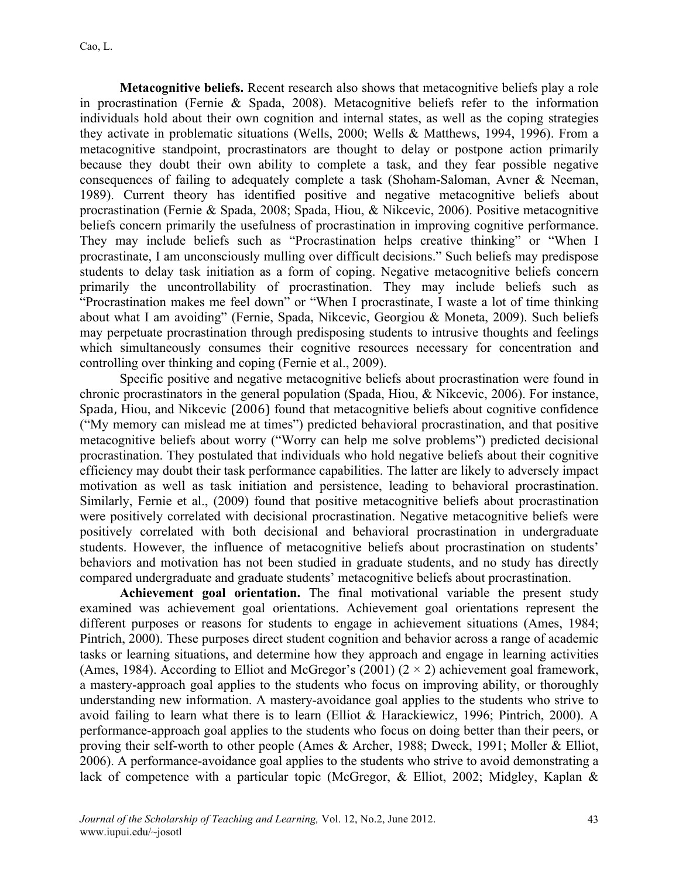**Metacognitive beliefs.** Recent research also shows that metacognitive beliefs play a role in procrastination (Fernie & Spada, 2008). Metacognitive beliefs refer to the information individuals hold about their own cognition and internal states, as well as the coping strategies they activate in problematic situations (Wells, 2000; Wells & Matthews, 1994, 1996). From a metacognitive standpoint, procrastinators are thought to delay or postpone action primarily because they doubt their own ability to complete a task, and they fear possible negative consequences of failing to adequately complete a task (Shoham-Saloman, Avner & Neeman, 1989). Current theory has identified positive and negative metacognitive beliefs about procrastination (Fernie & Spada, 2008; Spada, Hiou, & Nikcevic, 2006). Positive metacognitive beliefs concern primarily the usefulness of procrastination in improving cognitive performance. They may include beliefs such as "Procrastination helps creative thinking" or "When I procrastinate, I am unconsciously mulling over difficult decisions." Such beliefs may predispose students to delay task initiation as a form of coping. Negative metacognitive beliefs concern primarily the uncontrollability of procrastination. They may include beliefs such as "Procrastination makes me feel down" or "When I procrastinate, I waste a lot of time thinking about what I am avoiding" (Fernie, Spada, Nikcevic, Georgiou & Moneta, 2009). Such beliefs may perpetuate procrastination through predisposing students to intrusive thoughts and feelings which simultaneously consumes their cognitive resources necessary for concentration and controlling over thinking and coping (Fernie et al., 2009).

Specific positive and negative metacognitive beliefs about procrastination were found in chronic procrastinators in the general population (Spada, Hiou, & Nikcevic, 2006). For instance, Spada, Hiou, and Nikcevic (2006) found that metacognitive beliefs about cognitive confidence ("My memory can mislead me at times") predicted behavioral procrastination, and that positive metacognitive beliefs about worry ("Worry can help me solve problems") predicted decisional procrastination. They postulated that individuals who hold negative beliefs about their cognitive efficiency may doubt their task performance capabilities. The latter are likely to adversely impact motivation as well as task initiation and persistence, leading to behavioral procrastination. Similarly, Fernie et al., (2009) found that positive metacognitive beliefs about procrastination were positively correlated with decisional procrastination. Negative metacognitive beliefs were positively correlated with both decisional and behavioral procrastination in undergraduate students. However, the influence of metacognitive beliefs about procrastination on students' behaviors and motivation has not been studied in graduate students, and no study has directly compared undergraduate and graduate students' metacognitive beliefs about procrastination.

**Achievement goal orientation.** The final motivational variable the present study examined was achievement goal orientations. Achievement goal orientations represent the different purposes or reasons for students to engage in achievement situations (Ames, 1984; Pintrich, 2000). These purposes direct student cognition and behavior across a range of academic tasks or learning situations, and determine how they approach and engage in learning activities (Ames, 1984). According to Elliot and McGregor's (2001) ($2 \times 2$) achievement goal framework, a mastery-approach goal applies to the students who focus on improving ability, or thoroughly understanding new information. A mastery-avoidance goal applies to the students who strive to avoid failing to learn what there is to learn (Elliot & Harackiewicz, 1996; Pintrich, 2000). A performance-approach goal applies to the students who focus on doing better than their peers, or proving their self-worth to other people (Ames & Archer, 1988; Dweck, 1991; Moller & Elliot, 2006). A performance-avoidance goal applies to the students who strive to avoid demonstrating a lack of competence with a particular topic (McGregor, & Elliot, 2002; Midgley, Kaplan &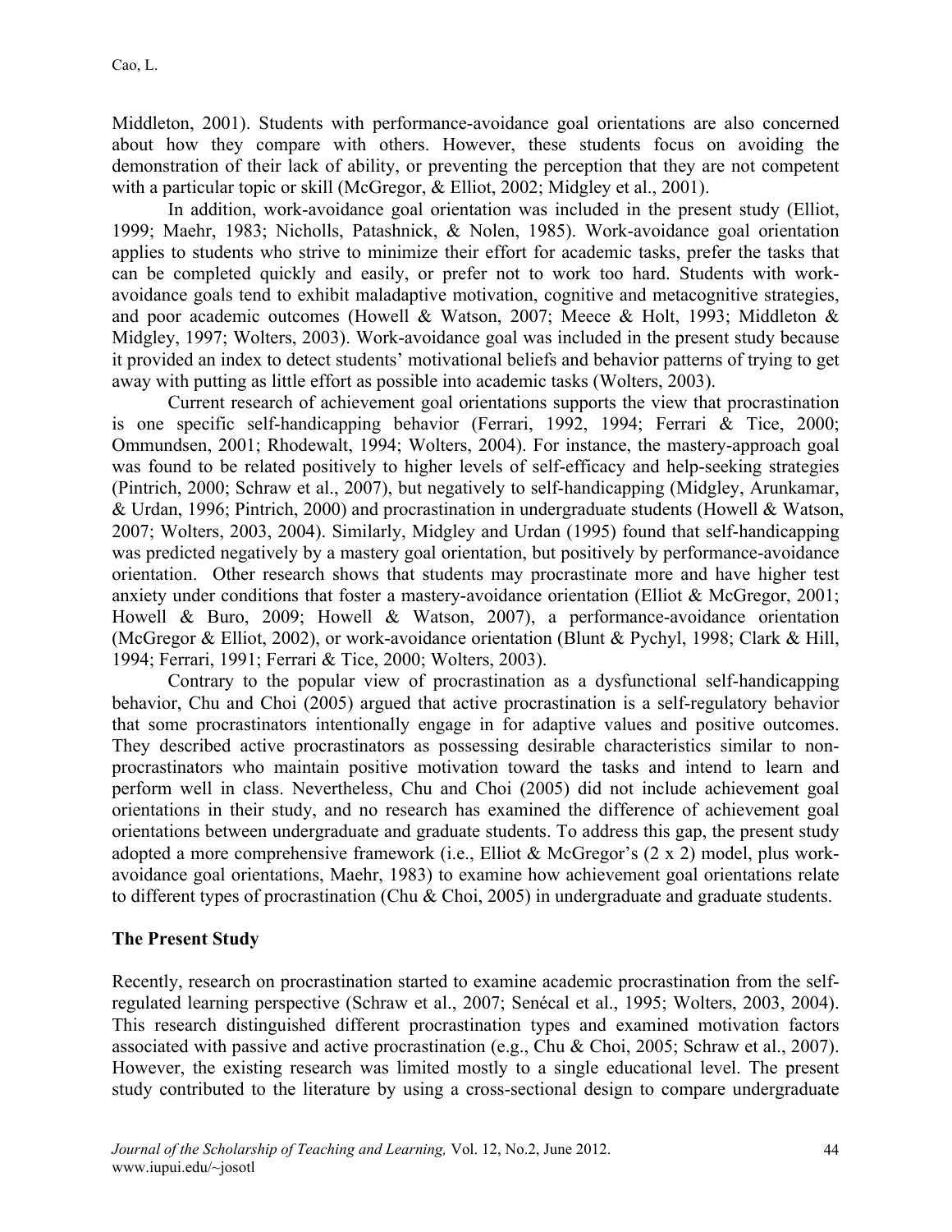Middleton, 2001). Students with performance-avoidance goal orientations are also concerned about how they compare with others. However, these students focus on avoiding the demonstration of their lack of ability, or preventing the perception that they are not competent with a particular topic or skill (McGregor, & Elliot, 2002; Midgley et al., 2001).

In addition, work-avoidance goal orientation was included in the present study (Elliot, 1999; Maehr, 1983; Nicholls, Patashnick, & Nolen, 1985). Work-avoidance goal orientation applies to students who strive to minimize their effort for academic tasks, prefer the tasks that can be completed quickly and easily, or prefer not to work too hard. Students with work-avoidance goals tend to exhibit maladaptive motivation, cognitive and metacognitive strategies, and poor academic outcomes (Howell & Watson, 2007; Meece & Holt, 1993; Middleton & Midgley, 1997; Wolters, 2003). Work-avoidance goal was included in the present study because it provided an index to detect students' motivational beliefs and behavior patterns of trying to get away with putting as little effort as possible into academic tasks (Wolters, 2003).

Current research of achievement goal orientations supports the view that procrastination is one specific self-handicapping behavior (Ferrari, 1992, 1994; Ferrari & Tice, 2000; Ommundsen, 2001; Rhodewalt, 1994; Wolters, 2004). For instance, the mastery-approach goal was found to be related positively to higher levels of self-efficacy and help-seeking strategies (Pintrich, 2000; Schraw et al., 2007), but negatively to self-handicapping (Midgley, Arunkamar, & Urdan, 1996; Pintrich, 2000) and procrastination in undergraduate students (Howell & Watson, 2007; Wolters, 2003, 2004). Similarly, Midgley and Urdan (1995) found that self-handicapping was predicted negatively by a mastery goal orientation, but positively by performance-avoidance orientation. Other research shows that students may procrastinate more and have higher test anxiety under conditions that foster a mastery-avoidance orientation (Elliot & McGregor, 2001; Howell & Buro, 2009; Howell & Watson, 2007), a performance-avoidance orientation (McGregor & Elliot, 2002), or work-avoidance orientation (Blunt & Pychyl, 1998; Clark & Hill, 1994; Ferrari, 1991; Ferrari & Tice, 2000; Wolters, 2003).

Contrary to the popular view of procrastination as a dysfunctional self-handicapping behavior, Chu and Choi (2005) argued that active procrastination is a self-regulatory behavior that some procrastinators intentionally engage in for adaptive values and positive outcomes. They described active procrastinators as possessing desirable characteristics similar to non-procrastinators who maintain positive motivation toward the tasks and intend to learn and perform well in class. Nevertheless, Chu and Choi (2005) did not include achievement goal orientations in their study, and no research has examined the difference of achievement goal orientations between undergraduate and graduate students. To address this gap, the present study adopted a more comprehensive framework (i.e., Elliot & McGregor's (2 x 2) model, plus work-avoidance goal orientations, Maehr, 1983) to examine how achievement goal orientations relate to different types of procrastination (Chu & Choi, 2005) in undergraduate and graduate students.

## The Present Study

Recently, research on procrastination started to examine academic procrastination from the self-regulated learning perspective (Schraw et al., 2007; Senécal et al., 1995; Wolters, 2003, 2004). This research distinguished different procrastination types and examined motivation factors associated with passive and active procrastination (e.g., Chu & Choi, 2005; Schraw et al., 2007). However, the existing research was limited mostly to a single educational level. The present study contributed to the literature by using a cross-sectional design to compare undergraduate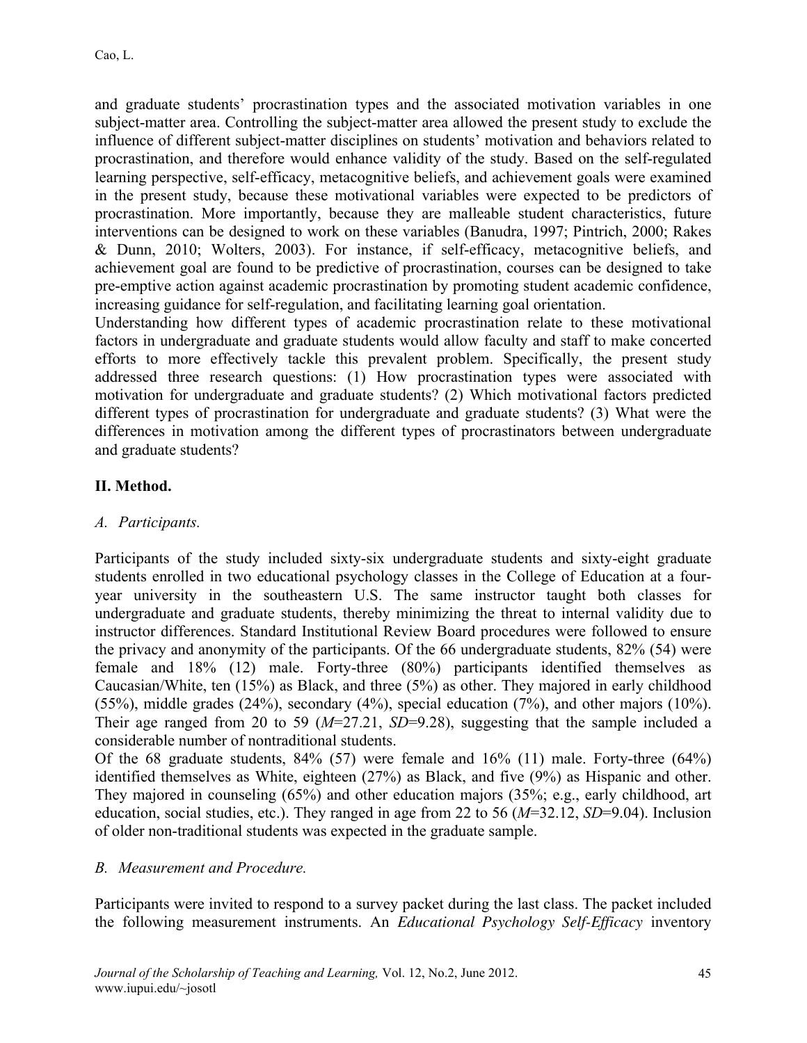and graduate students' procrastination types and the associated motivation variables in one subject-matter area. Controlling the subject-matter area allowed the present study to exclude the influence of different subject-matter disciplines on students' motivation and behaviors related to procrastination, and therefore would enhance validity of the study. Based on the self-regulated learning perspective, self-efficacy, metacognitive beliefs, and achievement goals were examined in the present study, because these motivational variables were expected to be predictors of procrastination. More importantly, because they are malleable student characteristics, future interventions can be designed to work on these variables (Banudra, 1997; Pintrich, 2000; Rakes & Dunn, 2010; Wolters, 2003). For instance, if self-efficacy, metacognitive beliefs, and achievement goal are found to be predictive of procrastination, courses can be designed to take pre-emptive action against academic procrastination by promoting student academic confidence, increasing guidance for self-regulation, and facilitating learning goal orientation.

Understanding how different types of academic procrastination relate to these motivational factors in undergraduate and graduate students would allow faculty and staff to make concerted efforts to more effectively tackle this prevalent problem. Specifically, the present study addressed three research questions: (1) How procrastination types were associated with motivation for undergraduate and graduate students? (2) Which motivational factors predicted different types of procrastination for undergraduate and graduate students? (3) What were the differences in motivation among the different types of procrastinators between undergraduate and graduate students?

## II. Method.

### *A. Participants.*

Participants of the study included sixty-six undergraduate students and sixty-eight graduate students enrolled in two educational psychology classes in the College of Education at a four-year university in the southeastern U.S. The same instructor taught both classes for undergraduate and graduate students, thereby minimizing the threat to internal validity due to instructor differences. Standard Institutional Review Board procedures were followed to ensure the privacy and anonymity of the participants. Of the 66 undergraduate students, 82% (54) were female and 18% (12) male. Forty-three (80%) participants identified themselves as Caucasian/White, ten (15%) as Black, and three (5%) as other. They majored in early childhood (55%), middle grades (24%), secondary (4%), special education (7%), and other majors (10%). Their age ranged from 20 to 59 ($M$=27.21, $SD$=9.28), suggesting that the sample included a considerable number of nontraditional students.

Of the 68 graduate students, 84% (57) were female and 16% (11) male. Forty-three (64%) identified themselves as White, eighteen (27%) as Black, and five (9%) as Hispanic and other. They majored in counseling (65%) and other education majors (35%; e.g., early childhood, art education, social studies, etc.). They ranged in age from 22 to 56 ($M$=32.12, $SD$=9.04). Inclusion of older non-traditional students was expected in the graduate sample.

### *B. Measurement and Procedure.*

Participants were invited to respond to a survey packet during the last class. The packet included the following measurement instruments. An *Educational Psychology Self-Efficacy* inventory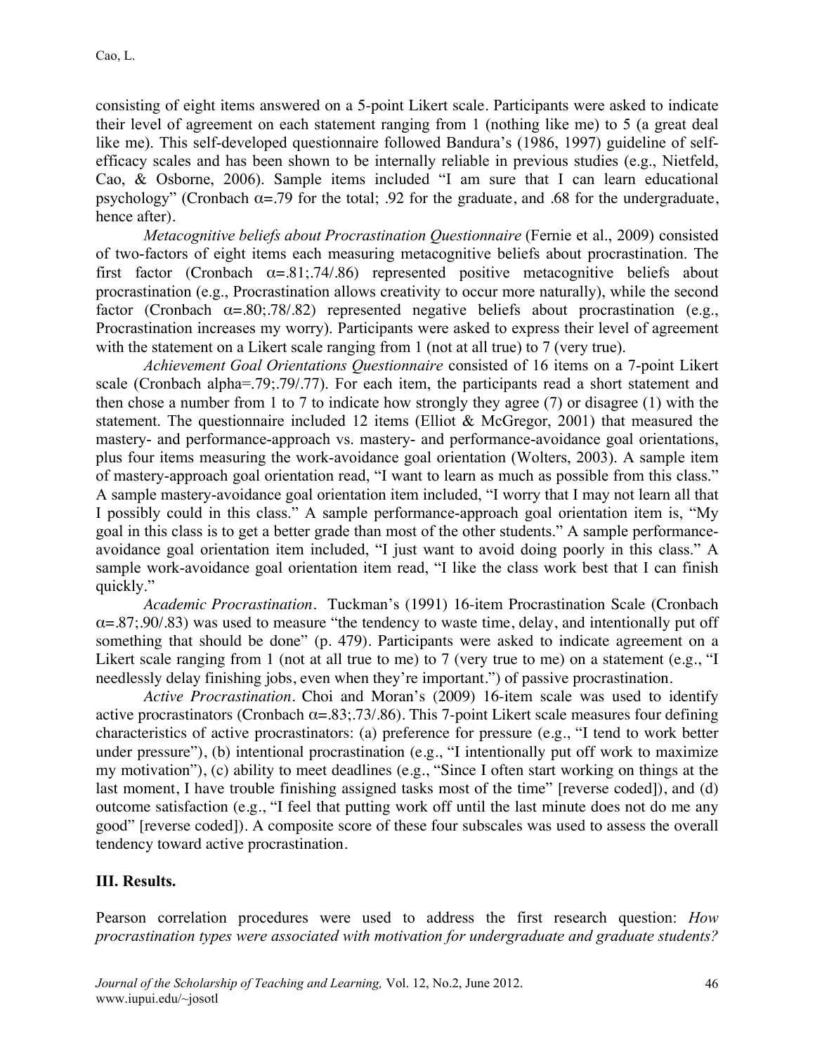consisting of eight items answered on a 5-point Likert scale. Participants were asked to indicate their level of agreement on each statement ranging from 1 (nothing like me) to 5 (a great deal like me). This self-developed questionnaire followed Bandura's (1986, 1997) guideline of self-efficacy scales and has been shown to be internally reliable in previous studies (e.g., Nietfeld, Cao, & Osborne, 2006). Sample items included "I am sure that I can learn educational psychology" (Cronbach $\alpha$=.79 for the total; .92 for the graduate, and .68 for the undergraduate, hence after).

*Metacognitive beliefs about Procrastination Questionnaire* (Fernie et al., 2009) consisted of two-factors of eight items each measuring metacognitive beliefs about procrastination. The first factor (Cronbach $\alpha$=.81;.74/.86) represented positive metacognitive beliefs about procrastination (e.g., Procrastination allows creativity to occur more naturally), while the second factor (Cronbach $\alpha$=.80;.78/.82) represented negative beliefs about procrastination (e.g., Procrastination increases my worry). Participants were asked to express their level of agreement with the statement on a Likert scale ranging from 1 (not at all true) to 7 (very true).

*Achievement Goal Orientations Questionnaire* consisted of 16 items on a 7-point Likert scale (Cronbach alpha=.79;.79/.77). For each item, the participants read a short statement and then chose a number from 1 to 7 to indicate how strongly they agree (7) or disagree (1) with the statement. The questionnaire included 12 items (Elliot & McGregor, 2001) that measured the mastery- and performance-approach vs. mastery- and performance-avoidance goal orientations, plus four items measuring the work-avoidance goal orientation (Wolters, 2003). A sample item of mastery-approach goal orientation read, "I want to learn as much as possible from this class." A sample mastery-avoidance goal orientation item included, "I worry that I may not learn all that I possibly could in this class." A sample performance-approach goal orientation item is, "My goal in this class is to get a better grade than most of the other students." A sample performance-avoidance goal orientation item included, "I just want to avoid doing poorly in this class." A sample work-avoidance goal orientation item read, "I like the class work best that I can finish quickly."

*Academic Procrastination*. Tuckman's (1991) 16-item Procrastination Scale (Cronbach $\alpha$=.87;.90/.83) was used to measure "the tendency to waste time, delay, and intentionally put off something that should be done" (p. 479). Participants were asked to indicate agreement on a Likert scale ranging from 1 (not at all true to me) to 7 (very true to me) on a statement (e.g., "I needlessly delay finishing jobs, even when they're important.") of passive procrastination.

*Active Procrastination*. Choi and Moran's (2009) 16-item scale was used to identify active procrastinators (Cronbach $\alpha$=.83;.73/.86). This 7-point Likert scale measures four defining characteristics of active procrastinators: (a) preference for pressure (e.g., "I tend to work better under pressure"), (b) intentional procrastination (e.g., "I intentionally put off work to maximize my motivation"), (c) ability to meet deadlines (e.g., "Since I often start working on things at the last moment, I have trouble finishing assigned tasks most of the time" [reverse coded]), and (d) outcome satisfaction (e.g., "I feel that putting work off until the last minute does not do me any good" [reverse coded]). A composite score of these four subscales was used to assess the overall tendency toward active procrastination.

## III. Results.

Pearson correlation procedures were used to address the first research question: *How procrastination types were associated with motivation for undergraduate and graduate students?*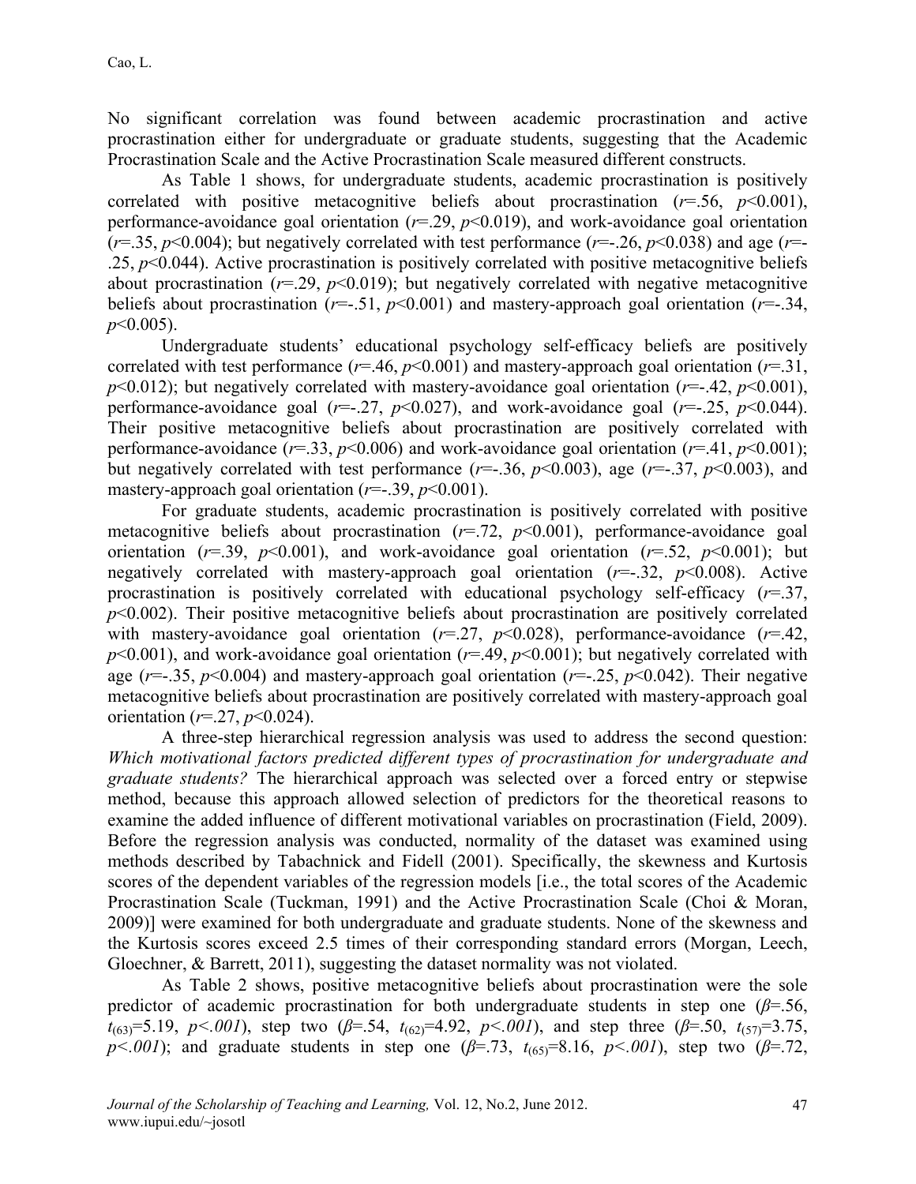No significant correlation was found between academic procrastination and active procrastination either for undergraduate or graduate students, suggesting that the Academic Procrastination Scale and the Active Procrastination Scale measured different constructs.

As Table 1 shows, for undergraduate students, academic procrastination is positively correlated with positive metacognitive beliefs about procrastination ($r$=.56, $p$<0.001), performance-avoidance goal orientation ($r$=.29, $p$<0.019), and work-avoidance goal orientation ($r$=.35, $p$<0.004); but negatively correlated with test performance ($r$=-.26, $p$<0.038) and age ($r$=-.25, $p$<0.044). Active procrastination is positively correlated with positive metacognitive beliefs about procrastination ($r$=.29, $p$<0.019); but negatively correlated with negative metacognitive beliefs about procrastination ($r$=-.51, $p$<0.001) and mastery-approach goal orientation ($r$=-.34, $p$<0.005).

Undergraduate students' educational psychology self-efficacy beliefs are positively correlated with test performance ($r$=.46, $p$<0.001) and mastery-approach goal orientation ($r$=.31, $p$<0.012); but negatively correlated with mastery-avoidance goal orientation ($r$=-.42, $p$<0.001), performance-avoidance goal ($r$=-.27, $p$<0.027), and work-avoidance goal ($r$=-.25, $p$<0.044). Their positive metacognitive beliefs about procrastination are positively correlated with performance-avoidance ($r$=.33, $p$<0.006) and work-avoidance goal orientation ($r$=.41, $p$<0.001); but negatively correlated with test performance ($r$=-.36, $p$<0.003), age ($r$=-.37, $p$<0.003), and mastery-approach goal orientation ($r$=-.39, $p$<0.001).

For graduate students, academic procrastination is positively correlated with positive metacognitive beliefs about procrastination ($r$=.72, $p$<0.001), performance-avoidance goal orientation ($r$=.39, $p$<0.001), and work-avoidance goal orientation ($r$=.52, $p$<0.001); but negatively correlated with mastery-approach goal orientation ($r$=-.32, $p$<0.008). Active procrastination is positively correlated with educational psychology self-efficacy ($r$=.37, $p$<0.002). Their positive metacognitive beliefs about procrastination are positively correlated with mastery-avoidance goal orientation ($r$=.27, $p$<0.028), performance-avoidance ($r$=.42, $p$<0.001), and work-avoidance goal orientation ($r$=.49, $p$<0.001); but negatively correlated with age ($r$=-.35, $p$<0.004) and mastery-approach goal orientation ($r$=-.25, $p$<0.042). Their negative metacognitive beliefs about procrastination are positively correlated with mastery-approach goal orientation ($r$=.27, $p$<0.024).

A three-step hierarchical regression analysis was used to address the second question: *Which motivational factors predicted different types of procrastination for undergraduate and graduate students?* The hierarchical approach was selected over a forced entry or stepwise method, because this approach allowed selection of predictors for the theoretical reasons to examine the added influence of different motivational variables on procrastination (Field, 2009). Before the regression analysis was conducted, normality of the dataset was examined using methods described by Tabachnick and Fidell (2001). Specifically, the skewness and Kurtosis scores of the dependent variables of the regression models [i.e., the total scores of the Academic Procrastination Scale (Tuckman, 1991) and the Active Procrastination Scale (Choi & Moran, 2009)] were examined for both undergraduate and graduate students. None of the skewness and the Kurtosis scores exceed 2.5 times of their corresponding standard errors (Morgan, Leech, Gloechner, & Barrett, 2011), suggesting the dataset normality was not violated.

As Table 2 shows, positive metacognitive beliefs about procrastination were the sole predictor of academic procrastination for both undergraduate students in step one ($\beta$=.56, $t_{(63)}$=5.19, $p<.001$), step two ($\beta$=.54, $t_{(62)}$=4.92, $p<.001$), and step three ($\beta$=.50, $t_{(57)}$=3.75, $p<.001$); and graduate students in step one ($\beta$=.73, $t_{(65)}$=8.16, $p<.001$), step two ($\beta$=.72,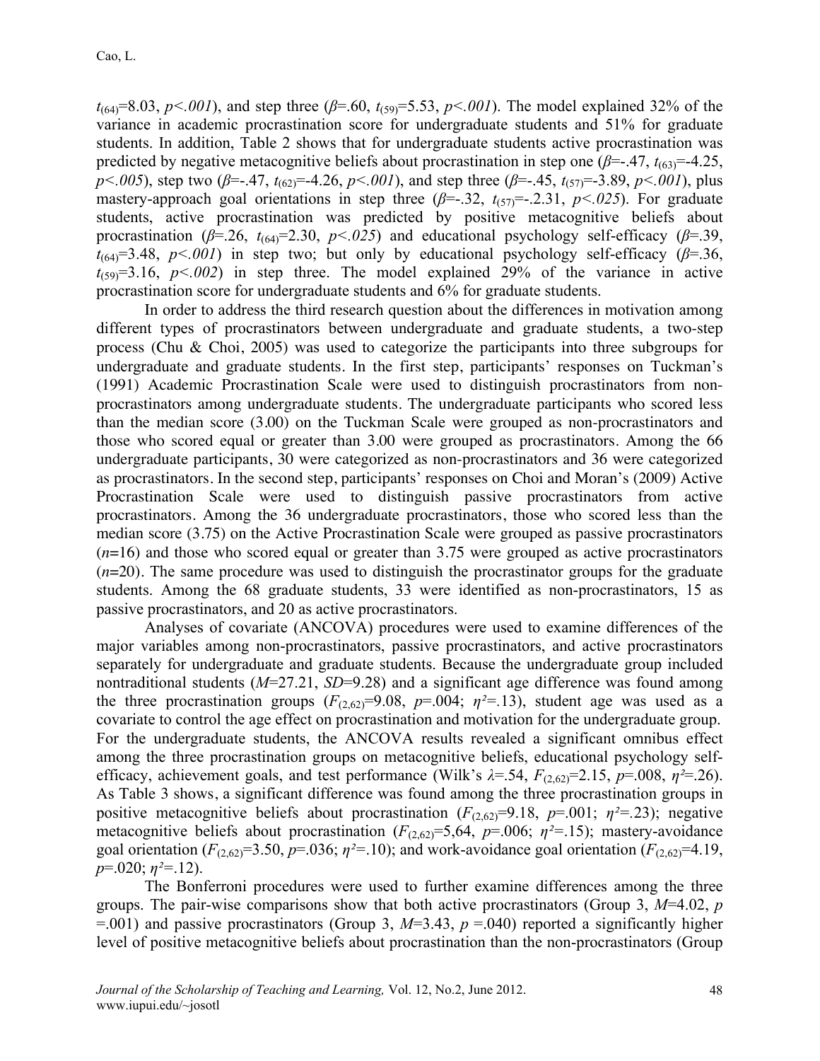$t_{(64)}$=8.03, *p<.001*), and step three (*β*=.60, $t_{(59)}$=5.53, *p<.001*). The model explained 32% of the variance in academic procrastination score for undergraduate students and 51% for graduate students. In addition, Table 2 shows that for undergraduate students active procrastination was predicted by negative metacognitive beliefs about procrastination in step one (*β*=-.47, $t_{(63)}$=-4.25, *p<.005*), step two (*β*=-.47, $t_{(62)}$=-4.26, *p<.001*), and step three (*β*=-.45, $t_{(57)}$=-3.89, *p<.001*), plus mastery-approach goal orientations in step three (*β*=-.32, $t_{(57)}$=-.2.31, *p<.025*). For graduate students, active procrastination was predicted by positive metacognitive beliefs about procrastination (*β*=.26, $t_{(64)}$=2.30, *p<.025*) and educational psychology self-efficacy (*β*=.39, $t_{(64)}$=3.48, *p<.001*) in step two; but only by educational psychology self-efficacy (*β*=.36, $t_{(59)}$=3.16, *p<.002*) in step three. The model explained 29% of the variance in active procrastination score for undergraduate students and 6% for graduate students.

In order to address the third research question about the differences in motivation among different types of procrastinators between undergraduate and graduate students, a two-step process (Chu & Choi, 2005) was used to categorize the participants into three subgroups for undergraduate and graduate students. In the first step, participants' responses on Tuckman's (1991) Academic Procrastination Scale were used to distinguish procrastinators from non-procrastinators among undergraduate students. The undergraduate participants who scored less than the median score (3.00) on the Tuckman Scale were grouped as non-procrastinators and those who scored equal or greater than 3.00 were grouped as procrastinators. Among the 66 undergraduate participants, 30 were categorized as non-procrastinators and 36 were categorized as procrastinators. In the second step, participants' responses on Choi and Moran's (2009) Active Procrastination Scale were used to distinguish passive procrastinators from active procrastinators. Among the 36 undergraduate procrastinators, those who scored less than the median score (3.75) on the Active Procrastination Scale were grouped as passive procrastinators (*n*=16) and those who scored equal or greater than 3.75 were grouped as active procrastinators (*n*=20). The same procedure was used to distinguish the procrastinator groups for the graduate students. Among the 68 graduate students, 33 were identified as non-procrastinators, 15 as passive procrastinators, and 20 as active procrastinators.

Analyses of covariate (ANCOVA) procedures were used to examine differences of the major variables among non-procrastinators, passive procrastinators, and active procrastinators separately for undergraduate and graduate students. Because the undergraduate group included nontraditional students (*M*=27.21, *SD*=9.28) and a significant age difference was found among the three procrastination groups ($F_{(2,62)}$=9.08, *p*=.004; $\eta^2$=.13), student age was used as a covariate to control the age effect on procrastination and motivation for the undergraduate group. For the undergraduate students, the ANCOVA results revealed a significant omnibus effect among the three procrastination groups on metacognitive beliefs, educational psychology self-efficacy, achievement goals, and test performance (Wilk's *λ*=.54, $F_{(2,62)}$=2.15, *p*=.008, $\eta^2$=.26). As Table 3 shows, a significant difference was found among the three procrastination groups in positive metacognitive beliefs about procrastination ($F_{(2,62)}$=9.18, *p*=.001; $\eta^2$=.23); negative metacognitive beliefs about procrastination ($F_{(2,62)}$=5,64, *p*=.006; $\eta^2$=.15); mastery-avoidance goal orientation ($F_{(2,62)}$=3.50, *p*=.036; $\eta^2$=.10); and work-avoidance goal orientation ($F_{(2,62)}$=4.19, *p*=.020; $\eta^2$=.12).

The Bonferroni procedures were used to further examine differences among the three groups. The pair-wise comparisons show that both active procrastinators (Group 3, *M*=4.02, *p* =.001) and passive procrastinators (Group 3, *M*=3.43, *p* =.040) reported a significantly higher level of positive metacognitive beliefs about procrastination than the non-procrastinators (Group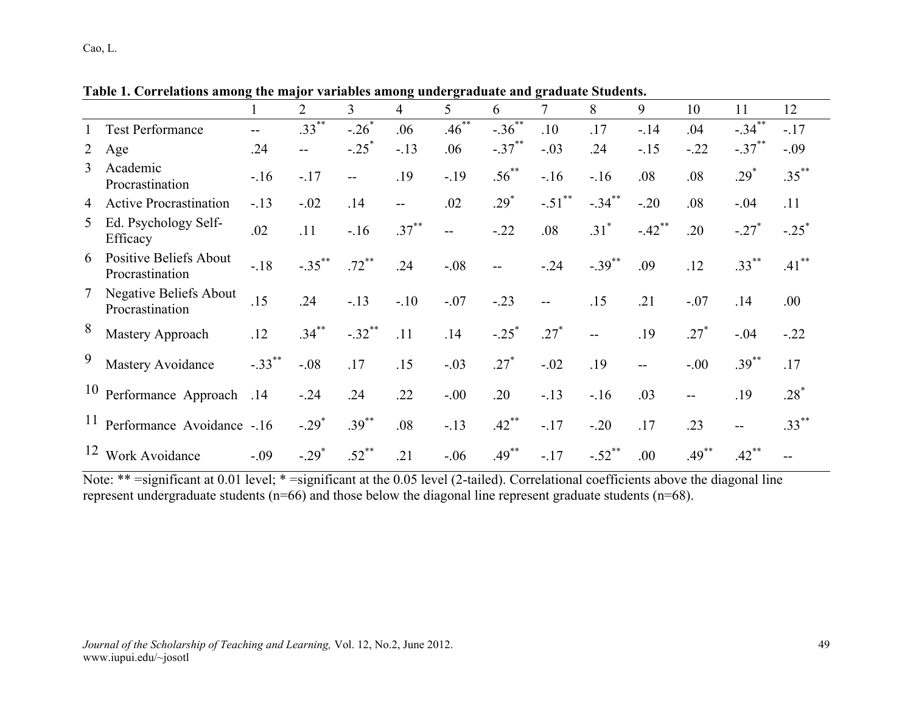**Table 1. Correlations among the major variables among undergraduate and graduate Students.**

| | | 1 | 2 | 3 | 4 | 5 | 6 | 7 | 8 | 9 | 10 | 11 | 12 |
|---|---|---|---|---|---|---|---|---|---|---|---|---|---|
| 1 | Test Performance | -- | .33** | -.26* | .06 | .46** | -.36** | .10 | .17 | -.14 | .04 | -.34** | -.17 |
| 2 | Age | .24 | -- | -.25* | -.13 | .06 | -.37** | -.03 | .24 | -.15 | -.22 | -.37** | -.09 |
| 3 | Academic Procrastination | -.16 | -.17 | -- | .19 | -.19 | .56** | -.16 | -.16 | .08 | .08 | .29* | .35** |
| 4 | Active Procrastination | -.13 | -.02 | .14 | -- | .02 | .29* | -.51** | -.34** | -.20 | .08 | -.04 | .11 |
| 5 | Ed. Psychology Self-Efficacy | .02 | .11 | -.16 | .37** | -- | -.22 | .08 | .31* | -.42** | .20 | -.27* | -.25* |
| 6 | Positive Beliefs About Procrastination | -.18 | -.35** | .72** | .24 | -.08 | -- | -.24 | -.39** | .09 | .12 | .33** | .41** |
| 7 | Negative Beliefs About Procrastination | .15 | .24 | -.13 | -.10 | -.07 | -.23 | -- | .15 | .21 | -.07 | .14 | .00 |
| 8 | Mastery Approach | .12 | .34** | -.32** | .11 | .14 | -.25* | .27* | -- | .19 | .27* | -.04 | -.22 |
| 9 | Mastery Avoidance | -.33** | -.08 | .17 | .15 | -.03 | .27* | -.02 | .19 | -- | -.00 | .39** | .17 |
| 10 | Performance Approach | .14 | -.24 | .24 | .22 | -.00 | .20 | -.13 | -.16 | .03 | -- | .19 | .28* |
| 11 | Performance Avoidance | -.16 | -.29* | .39** | .08 | -.13 | .42** | -.17 | -.20 | .17 | .23 | -- | .33** |
| 12 | Work Avoidance | -.09 | -.29* | .52** | .21 | -.06 | .49** | -.17 | -.52** | .00 | .49** | .42** | -- |

Note: ** =significant at 0.01 level; * =significant at the 0.05 level (2-tailed). Correlational coefficients above the diagonal line represent undergraduate students (n=66) and those below the diagonal line represent graduate students (n=68).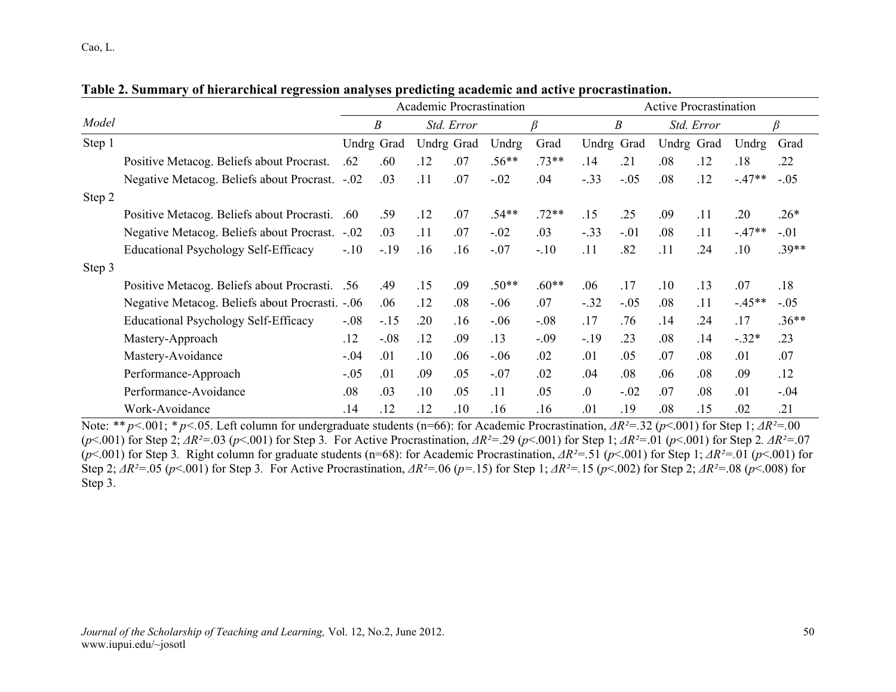**Table 2. Summary of hierarchical regression analyses predicting academic and active procrastination.**

| *Model* | | Academic Procrastination | | | | | | Active Procrastination | | | | | |
|---|---|---|---|---|---|---|---|---|---|---|---|---|---|
| | | *B* | | *Std. Error* | | *β* | | *B* | | *Std. Error* | | *β* | |
| Step 1 | | Undrg | Grad | Undrg | Grad | Undrg | Grad | Undrg | Grad | Undrg | Grad | Undrg | Grad |
| | Positive Metacog. Beliefs about Procrast. | .62 | .60 | .12 | .07 | .56** | .73** | .14 | .21 | .08 | .12 | .18 | .22 |
| | Negative Metacog. Beliefs about Procrast. | -.02 | .03 | .11 | .07 | -.02 | .04 | -.33 | -.05 | .08 | .12 | -.47** | -.05 |
| Step 2 | | | | | | | | | | | | | |
| | Positive Metacog. Beliefs about Procrasti. | .60 | .59 | .12 | .07 | .54** | .72** | .15 | .25 | .09 | .11 | .20 | .26* |
| | Negative Metacog. Beliefs about Procrast. | -.02 | .03 | .11 | .07 | -.02 | .03 | -.33 | -.01 | .08 | .11 | -.47** | -.01 |
| | Educational Psychology Self-Efficacy | -.10 | -.19 | .16 | .16 | -.07 | -.10 | .11 | .82 | .11 | .24 | .10 | .39** |
| Step 3 | | | | | | | | | | | | | |
| | Positive Metacog. Beliefs about Procrasti. | .56 | .49 | .15 | .09 | .50** | .60** | .06 | .17 | .10 | .13 | .07 | .18 |
| | Negative Metacog. Beliefs about Procrasti. | -.06 | .06 | .12 | .08 | -.06 | .07 | -.32 | -.05 | .08 | .11 | -.45** | -.05 |
| | Educational Psychology Self-Efficacy | -.08 | -.15 | .20 | .16 | -.06 | -.08 | .17 | .76 | .14 | .24 | .17 | .36** |
| | Mastery-Approach | .12 | -.08 | .12 | .09 | .13 | -.09 | -.19 | .23 | .08 | .14 | -.32* | .23 |
| | Mastery-Avoidance | -.04 | .01 | .10 | .06 | -.06 | .02 | .01 | .05 | .07 | .08 | .01 | .07 |
| | Performance-Approach | -.05 | .01 | .09 | .05 | -.07 | .02 | .04 | .08 | .06 | .08 | .09 | .12 |
| | Performance-Avoidance | .08 | .03 | .10 | .05 | .11 | .05 | .0 | -.02 | .07 | .08 | .01 | -.04 |
| | Work-Avoidance | .14 | .12 | .12 | .10 | .16 | .16 | .01 | .19 | .08 | .15 | .02 | .21 |

Note: ** $p<.001$; * $p<.05$. Left column for undergraduate students (n=66): for Academic Procrastination, $\Delta R^2=.32$ ($p<.001$) for Step 1; $\Delta R^2=.00$ ($p<.001$) for Step 2; $\Delta R^2=.03$ ($p<.001$) for Step 3. For Active Procrastination, $\Delta R^2=.29$ ($p<.001$) for Step 1; $\Delta R^2=.01$ ($p<.001$) for Step 2. $\Delta R^2=.07$ ($p<.001$) for Step 3. Right column for graduate students (n=68): for Academic Procrastination, $\Delta R^2=.51$ ($p<.001$) for Step 1; $\Delta R^2=.01$ ($p<.001$) for Step 2; $\Delta R^2=.05$ ($p<.001$) for Step 3. For Active Procrastination, $\Delta R^2=.06$ ($p=.15$) for Step 1; $\Delta R^2=.15$ ($p<.002$) for Step 2; $\Delta R^2=.08$ ($p<.008$) for Step 3.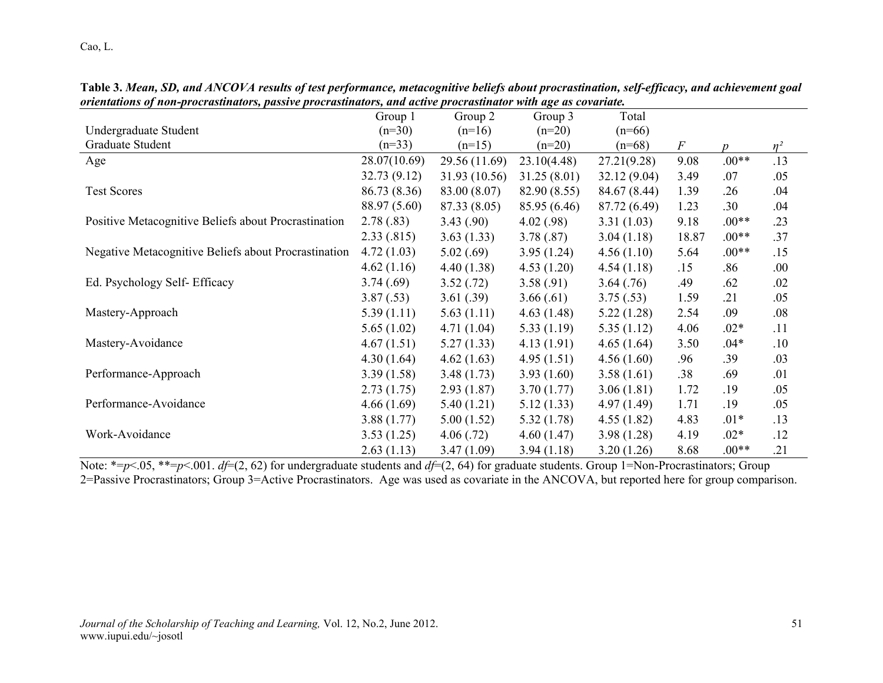**Table 3.** ***Mean, SD, and ANCOVA results of test performance, metacognitive beliefs about procrastination, self-efficacy, and achievement goal orientations of non-procrastinators, passive procrastinators, and active procrastinator with age as covariate.***

| Undergraduate Student<br>Graduate Student | Group 1<br>(n=30)<br>(n=33) | Group 2<br>(n=16)<br>(n=15) | Group 3<br>(n=20)<br>(n=20) | Total<br>(n=66)<br>(n=68) | $F$ | $p$ | $\eta^2$ |
|---|---|---|---|---|---|---|---|
| Age | 28.07(10.69) | 29.56 (11.69) | 23.10(4.48) | 27.21(9.28) | 9.08 | .00** | .13 |
| | 32.73 (9.12) | 31.93 (10.56) | 31.25 (8.01) | 32.12 (9.04) | 3.49 | .07 | .05 |
| Test Scores | 86.73 (8.36) | 83.00 (8.07) | 82.90 (8.55) | 84.67 (8.44) | 1.39 | .26 | .04 |
| | 88.97 (5.60) | 87.33 (8.05) | 85.95 (6.46) | 87.72 (6.49) | 1.23 | .30 | .04 |
| Positive Metacognitive Beliefs about Procrastination | 2.78 (.83) | 3.43 (.90) | 4.02 (.98) | 3.31 (1.03) | 9.18 | .00** | .23 |
| | 2.33 (.815) | 3.63 (1.33) | 3.78 (.87) | 3.04 (1.18) | 18.87 | .00** | .37 |
| Negative Metacognitive Beliefs about Procrastination | 4.72 (1.03) | 5.02 (.69) | 3.95 (1.24) | 4.56 (1.10) | 5.64 | .00** | .15 |
| | 4.62 (1.16) | 4.40 (1.38) | 4.53 (1.20) | 4.54 (1.18) | .15 | .86 | .00 |
| Ed. Psychology Self- Efficacy | 3.74 (.69) | 3.52 (.72) | 3.58 (.91) | 3.64 (.76) | .49 | .62 | .02 |
| | 3.87 (.53) | 3.61 (.39) | 3.66 (.61) | 3.75 (.53) | 1.59 | .21 | .05 |
| Mastery-Approach | 5.39 (1.11) | 5.63 (1.11) | 4.63 (1.48) | 5.22 (1.28) | 2.54 | .09 | .08 |
| | 5.65 (1.02) | 4.71 (1.04) | 5.33 (1.19) | 5.35 (1.12) | 4.06 | .02* | .11 |
| Mastery-Avoidance | 4.67 (1.51) | 5.27 (1.33) | 4.13 (1.91) | 4.65 (1.64) | 3.50 | .04* | .10 |
| | 4.30 (1.64) | 4.62 (1.63) | 4.95 (1.51) | 4.56 (1.60) | .96 | .39 | .03 |
| Performance-Approach | 3.39 (1.58) | 3.48 (1.73) | 3.93 (1.60) | 3.58 (1.61) | .38 | .69 | .01 |
| | 2.73 (1.75) | 2.93 (1.87) | 3.70 (1.77) | 3.06 (1.81) | 1.72 | .19 | .05 |
| Performance-Avoidance | 4.66 (1.69) | 5.40 (1.21) | 5.12 (1.33) | 4.97 (1.49) | 1.71 | .19 | .05 |
| | 3.88 (1.77) | 5.00 (1.52) | 5.32 (1.78) | 4.55 (1.82) | 4.83 | .01* | .13 |
| Work-Avoidance | 3.53 (1.25) | 4.06 (.72) | 4.60 (1.47) | 3.98 (1.28) | 4.19 | .02* | .12 |
| | 2.63 (1.13) | 3.47 (1.09) | 3.94 (1.18) | 3.20 (1.26) | 8.68 | .00** | .21 |

Note: *=$p<.05$, **=$p<.001$. $df$=(2, 62) for undergraduate students and $df$=(2, 64) for graduate students. Group 1=Non-Procrastinators; Group 2=Passive Procrastinators; Group 3=Active Procrastinators. Age was used as covariate in the ANCOVA, but reported here for group comparison.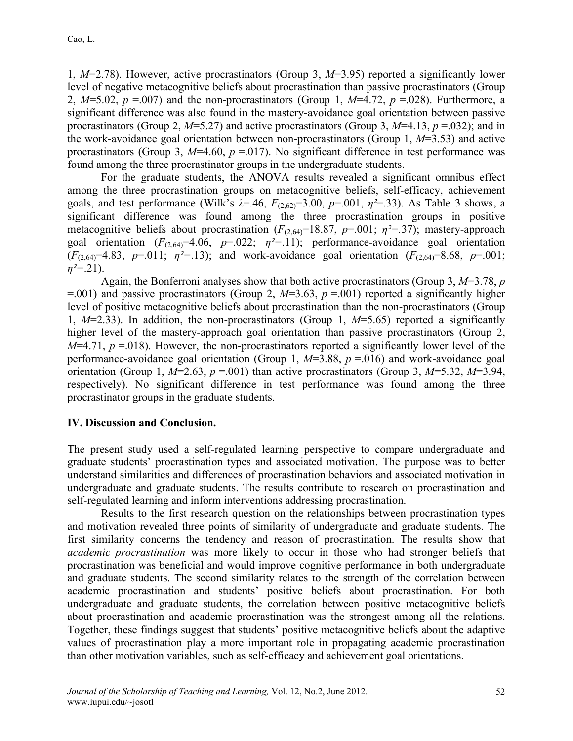1, *M*=2.78). However, active procrastinators (Group 3, *M*=3.95) reported a significantly lower level of negative metacognitive beliefs about procrastination than passive procrastinators (Group 2, *M*=5.02, *p* =.007) and the non-procrastinators (Group 1, *M*=4.72, *p* =.028). Furthermore, a significant difference was also found in the mastery-avoidance goal orientation between passive procrastinators (Group 2, *M*=5.27) and active procrastinators (Group 3, *M*=4.13, *p* =.032); and in the work-avoidance goal orientation between non-procrastinators (Group 1, *M*=3.53) and active procrastinators (Group 3, *M*=4.60, *p* =.017). No significant difference in test performance was found among the three procrastinator groups in the undergraduate students.

For the graduate students, the ANOVA results revealed a significant omnibus effect among the three procrastination groups on metacognitive beliefs, self-efficacy, achievement goals, and test performance (Wilk's $\lambda$=.46, $F_{(2,62)}$=3.00, *p*=.001, $\eta^2$=.33). As Table 3 shows, a significant difference was found among the three procrastination groups in positive metacognitive beliefs about procrastination ($F_{(2,64)}$=18.87, *p*=.001; $\eta^2$=.37); mastery-approach goal orientation ($F_{(2,64)}$=4.06, *p*=.022; $\eta^2$=.11); performance-avoidance goal orientation ($F_{(2,64)}$=4.83, *p*=.011; $\eta^2$=.13); and work-avoidance goal orientation ($F_{(2,64)}$=8.68, *p*=.001; $\eta^2$=.21).

Again, the Bonferroni analyses show that both active procrastinators (Group 3, *M*=3.78, *p* =.001) and passive procrastinators (Group 2, *M*=3.63, *p* =.001) reported a significantly higher level of positive metacognitive beliefs about procrastination than the non-procrastinators (Group 1, *M*=2.33). In addition, the non-procrastinators (Group 1, *M*=5.65) reported a significantly higher level of the mastery-approach goal orientation than passive procrastinators (Group 2, *M*=4.71, *p* =.018). However, the non-procrastinators reported a significantly lower level of the performance-avoidance goal orientation (Group 1, *M*=3.88, *p* =.016) and work-avoidance goal orientation (Group 1, *M*=2.63, *p* =.001) than active procrastinators (Group 3, *M*=5.32, *M*=3.94, respectively). No significant difference in test performance was found among the three procrastinator groups in the graduate students.

## IV. Discussion and Conclusion.

The present study used a self-regulated learning perspective to compare undergraduate and graduate students' procrastination types and associated motivation. The purpose was to better understand similarities and differences of procrastination behaviors and associated motivation in undergraduate and graduate students. The results contribute to research on procrastination and self-regulated learning and inform interventions addressing procrastination.

Results to the first research question on the relationships between procrastination types and motivation revealed three points of similarity of undergraduate and graduate students. The first similarity concerns the tendency and reason of procrastination. The results show that *academic procrastination* was more likely to occur in those who had stronger beliefs that procrastination was beneficial and would improve cognitive performance in both undergraduate and graduate students. The second similarity relates to the strength of the correlation between academic procrastination and students' positive beliefs about procrastination. For both undergraduate and graduate students, the correlation between positive metacognitive beliefs about procrastination and academic procrastination was the strongest among all the relations. Together, these findings suggest that students' positive metacognitive beliefs about the adaptive values of procrastination play a more important role in propagating academic procrastination than other motivation variables, such as self-efficacy and achievement goal orientations.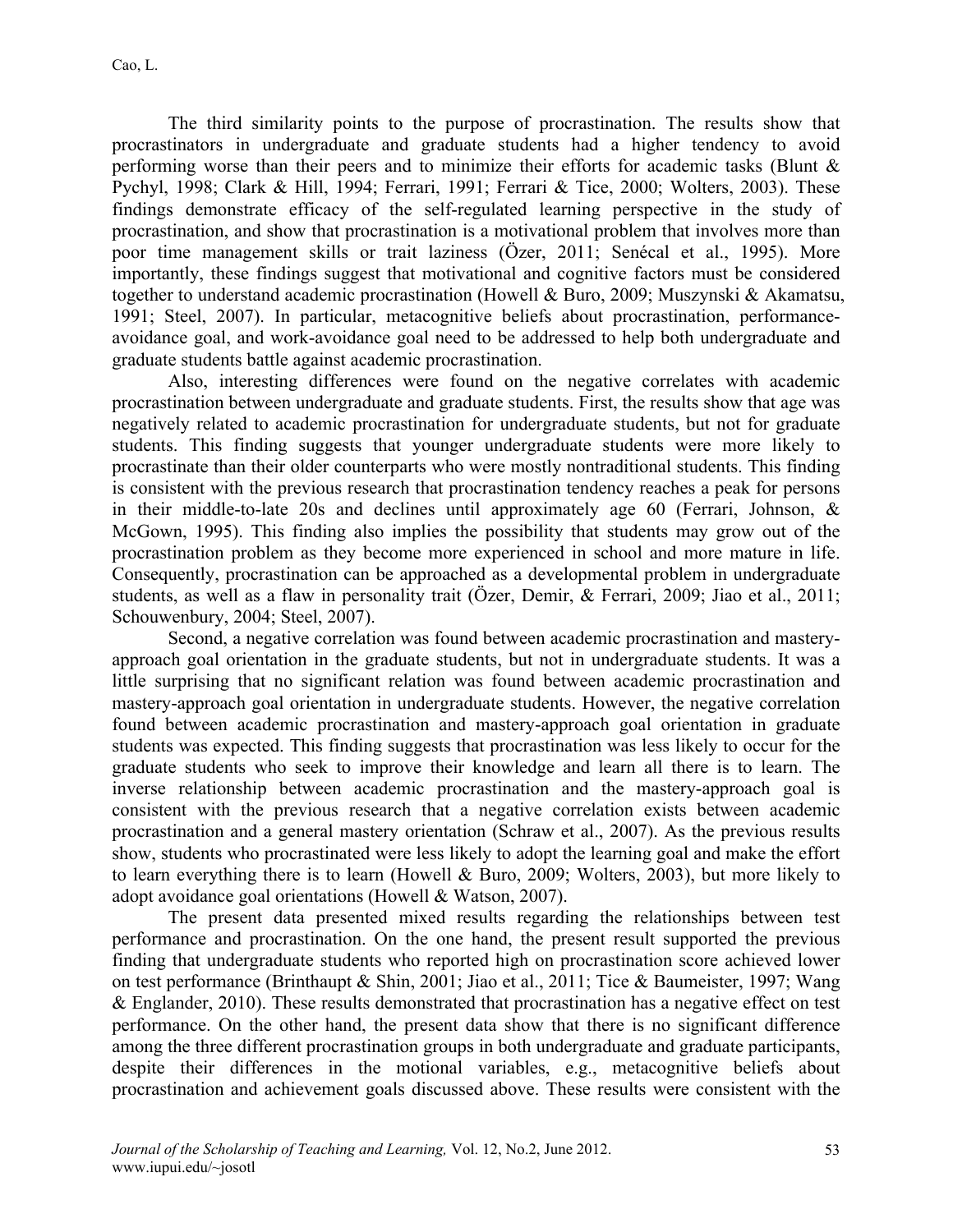The third similarity points to the purpose of procrastination. The results show that procrastinators in undergraduate and graduate students had a higher tendency to avoid performing worse than their peers and to minimize their efforts for academic tasks (Blunt & Pychyl, 1998; Clark & Hill, 1994; Ferrari, 1991; Ferrari & Tice, 2000; Wolters, 2003). These findings demonstrate efficacy of the self-regulated learning perspective in the study of procrastination, and show that procrastination is a motivational problem that involves more than poor time management skills or trait laziness (Özer, 2011; Senécal et al., 1995). More importantly, these findings suggest that motivational and cognitive factors must be considered together to understand academic procrastination (Howell & Buro, 2009; Muszynski & Akamatsu, 1991; Steel, 2007). In particular, metacognitive beliefs about procrastination, performance-avoidance goal, and work-avoidance goal need to be addressed to help both undergraduate and graduate students battle against academic procrastination.

Also, interesting differences were found on the negative correlates with academic procrastination between undergraduate and graduate students. First, the results show that age was negatively related to academic procrastination for undergraduate students, but not for graduate students. This finding suggests that younger undergraduate students were more likely to procrastinate than their older counterparts who were mostly nontraditional students. This finding is consistent with the previous research that procrastination tendency reaches a peak for persons in their middle-to-late 20s and declines until approximately age 60 (Ferrari, Johnson, & McGown, 1995). This finding also implies the possibility that students may grow out of the procrastination problem as they become more experienced in school and more mature in life. Consequently, procrastination can be approached as a developmental problem in undergraduate students, as well as a flaw in personality trait (Özer, Demir, & Ferrari, 2009; Jiao et al., 2011; Schouwenbury, 2004; Steel, 2007).

Second, a negative correlation was found between academic procrastination and mastery-approach goal orientation in the graduate students, but not in undergraduate students. It was a little surprising that no significant relation was found between academic procrastination and mastery-approach goal orientation in undergraduate students. However, the negative correlation found between academic procrastination and mastery-approach goal orientation in graduate students was expected. This finding suggests that procrastination was less likely to occur for the graduate students who seek to improve their knowledge and learn all there is to learn. The inverse relationship between academic procrastination and the mastery-approach goal is consistent with the previous research that a negative correlation exists between academic procrastination and a general mastery orientation (Schraw et al., 2007). As the previous results show, students who procrastinated were less likely to adopt the learning goal and make the effort to learn everything there is to learn (Howell & Buro, 2009; Wolters, 2003), but more likely to adopt avoidance goal orientations (Howell & Watson, 2007).

The present data presented mixed results regarding the relationships between test performance and procrastination. On the one hand, the present result supported the previous finding that undergraduate students who reported high on procrastination score achieved lower on test performance (Brinthaupt & Shin, 2001; Jiao et al., 2011; Tice & Baumeister, 1997; Wang & Englander, 2010). These results demonstrated that procrastination has a negative effect on test performance. On the other hand, the present data show that there is no significant difference among the three different procrastination groups in both undergraduate and graduate participants, despite their differences in the motional variables, e.g., metacognitive beliefs about procrastination and achievement goals discussed above. These results were consistent with the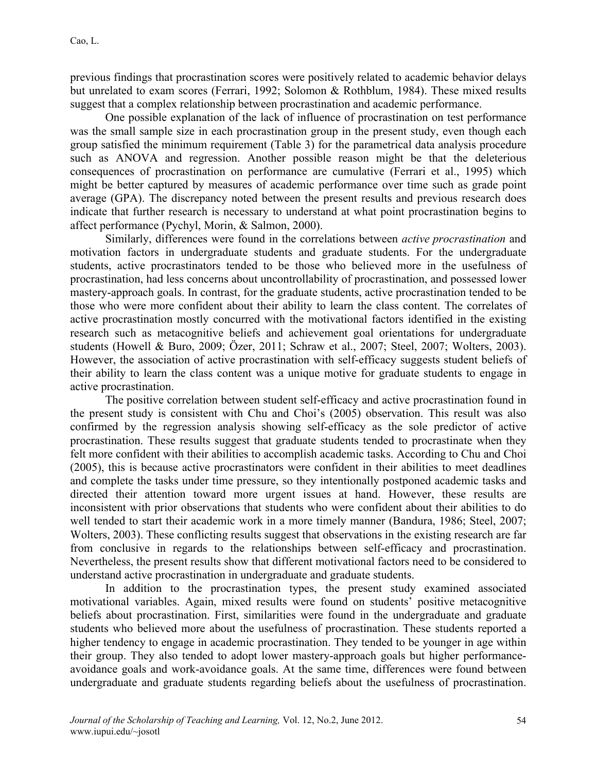previous findings that procrastination scores were positively related to academic behavior delays but unrelated to exam scores (Ferrari, 1992; Solomon & Rothblum, 1984). These mixed results suggest that a complex relationship between procrastination and academic performance.

One possible explanation of the lack of influence of procrastination on test performance was the small sample size in each procrastination group in the present study, even though each group satisfied the minimum requirement (Table 3) for the parametrical data analysis procedure such as ANOVA and regression. Another possible reason might be that the deleterious consequences of procrastination on performance are cumulative (Ferrari et al., 1995) which might be better captured by measures of academic performance over time such as grade point average (GPA). The discrepancy noted between the present results and previous research does indicate that further research is necessary to understand at what point procrastination begins to affect performance (Pychyl, Morin, & Salmon, 2000).

Similarly, differences were found in the correlations between *active procrastination* and motivation factors in undergraduate students and graduate students. For the undergraduate students, active procrastinators tended to be those who believed more in the usefulness of procrastination, had less concerns about uncontrollability of procrastination, and possessed lower mastery-approach goals. In contrast, for the graduate students, active procrastination tended to be those who were more confident about their ability to learn the class content. The correlates of active procrastination mostly concurred with the motivational factors identified in the existing research such as metacognitive beliefs and achievement goal orientations for undergraduate students (Howell & Buro, 2009; Özer, 2011; Schraw et al., 2007; Steel, 2007; Wolters, 2003). However, the association of active procrastination with self-efficacy suggests student beliefs of their ability to learn the class content was a unique motive for graduate students to engage in active procrastination.

The positive correlation between student self-efficacy and active procrastination found in the present study is consistent with Chu and Choi's (2005) observation. This result was also confirmed by the regression analysis showing self-efficacy as the sole predictor of active procrastination. These results suggest that graduate students tended to procrastinate when they felt more confident with their abilities to accomplish academic tasks. According to Chu and Choi (2005), this is because active procrastinators were confident in their abilities to meet deadlines and complete the tasks under time pressure, so they intentionally postponed academic tasks and directed their attention toward more urgent issues at hand. However, these results are inconsistent with prior observations that students who were confident about their abilities to do well tended to start their academic work in a more timely manner (Bandura, 1986; Steel, 2007; Wolters, 2003). These conflicting results suggest that observations in the existing research are far from conclusive in regards to the relationships between self-efficacy and procrastination. Nevertheless, the present results show that different motivational factors need to be considered to understand active procrastination in undergraduate and graduate students.

In addition to the procrastination types, the present study examined associated motivational variables. Again, mixed results were found on students' positive metacognitive beliefs about procrastination. First, similarities were found in the undergraduate and graduate students who believed more about the usefulness of procrastination. These students reported a higher tendency to engage in academic procrastination. They tended to be younger in age within their group. They also tended to adopt lower mastery-approach goals but higher performance-avoidance goals and work-avoidance goals. At the same time, differences were found between undergraduate and graduate students regarding beliefs about the usefulness of procrastination.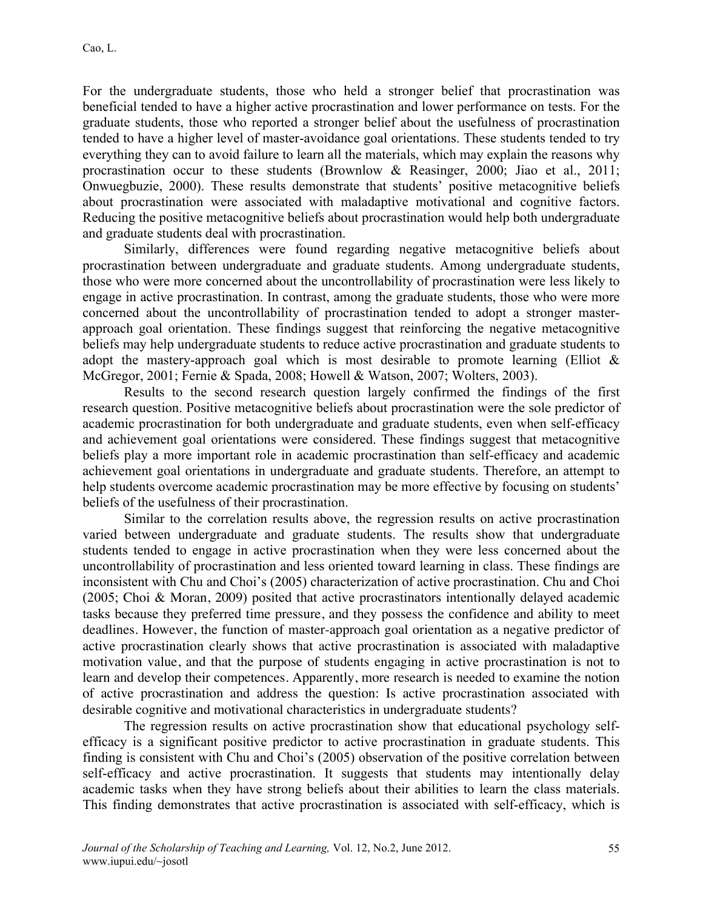For the undergraduate students, those who held a stronger belief that procrastination was beneficial tended to have a higher active procrastination and lower performance on tests. For the graduate students, those who reported a stronger belief about the usefulness of procrastination tended to have a higher level of master-avoidance goal orientations. These students tended to try everything they can to avoid failure to learn all the materials, which may explain the reasons why procrastination occur to these students (Brownlow & Reasinger, 2000; Jiao et al., 2011; Onwuegbuzie, 2000). These results demonstrate that students' positive metacognitive beliefs about procrastination were associated with maladaptive motivational and cognitive factors. Reducing the positive metacognitive beliefs about procrastination would help both undergraduate and graduate students deal with procrastination.

Similarly, differences were found regarding negative metacognitive beliefs about procrastination between undergraduate and graduate students. Among undergraduate students, those who were more concerned about the uncontrollability of procrastination were less likely to engage in active procrastination. In contrast, among the graduate students, those who were more concerned about the uncontrollability of procrastination tended to adopt a stronger master-approach goal orientation. These findings suggest that reinforcing the negative metacognitive beliefs may help undergraduate students to reduce active procrastination and graduate students to adopt the mastery-approach goal which is most desirable to promote learning (Elliot & McGregor, 2001; Fernie & Spada, 2008; Howell & Watson, 2007; Wolters, 2003).

Results to the second research question largely confirmed the findings of the first research question. Positive metacognitive beliefs about procrastination were the sole predictor of academic procrastination for both undergraduate and graduate students, even when self-efficacy and achievement goal orientations were considered. These findings suggest that metacognitive beliefs play a more important role in academic procrastination than self-efficacy and academic achievement goal orientations in undergraduate and graduate students. Therefore, an attempt to help students overcome academic procrastination may be more effective by focusing on students' beliefs of the usefulness of their procrastination.

Similar to the correlation results above, the regression results on active procrastination varied between undergraduate and graduate students. The results show that undergraduate students tended to engage in active procrastination when they were less concerned about the uncontrollability of procrastination and less oriented toward learning in class. These findings are inconsistent with Chu and Choi's (2005) characterization of active procrastination. Chu and Choi (2005; Choi & Moran, 2009) posited that active procrastinators intentionally delayed academic tasks because they preferred time pressure, and they possess the confidence and ability to meet deadlines. However, the function of master-approach goal orientation as a negative predictor of active procrastination clearly shows that active procrastination is associated with maladaptive motivation value, and that the purpose of students engaging in active procrastination is not to learn and develop their competences. Apparently, more research is needed to examine the notion of active procrastination and address the question: Is active procrastination associated with desirable cognitive and motivational characteristics in undergraduate students?

The regression results on active procrastination show that educational psychology self-efficacy is a significant positive predictor to active procrastination in graduate students. This finding is consistent with Chu and Choi's (2005) observation of the positive correlation between self-efficacy and active procrastination. It suggests that students may intentionally delay academic tasks when they have strong beliefs about their abilities to learn the class materials. This finding demonstrates that active procrastination is associated with self-efficacy, which is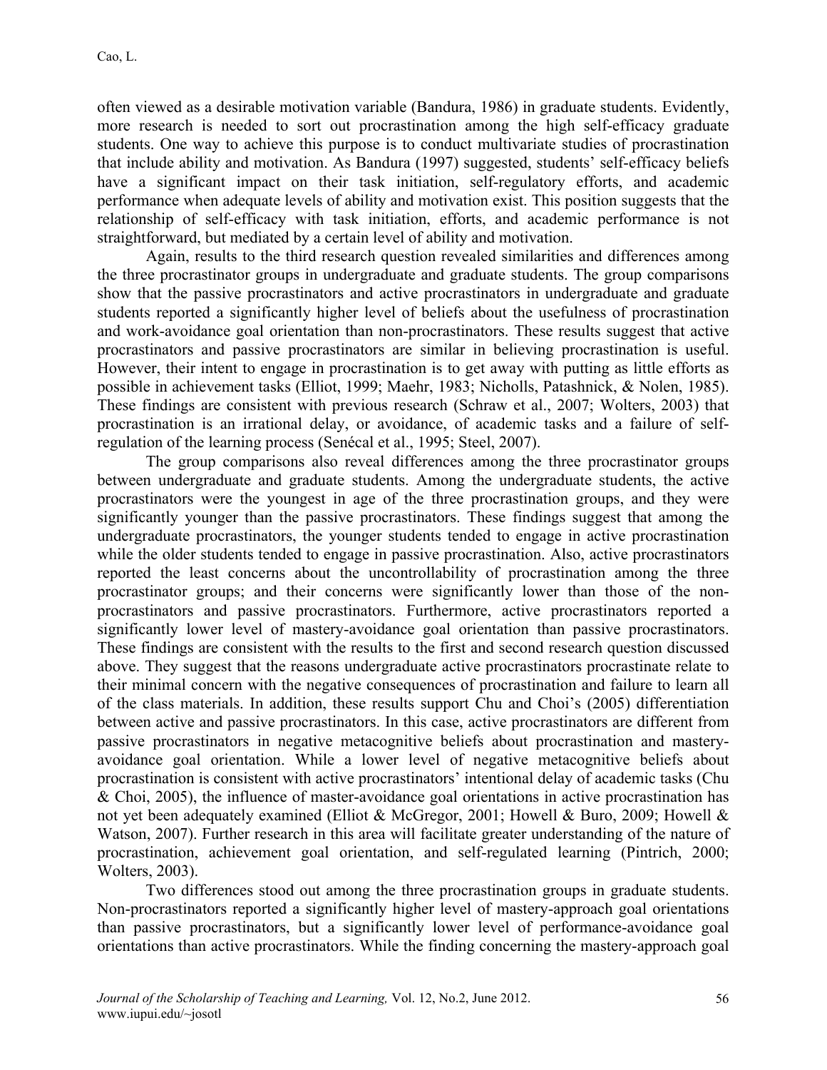often viewed as a desirable motivation variable (Bandura, 1986) in graduate students. Evidently, more research is needed to sort out procrastination among the high self-efficacy graduate students. One way to achieve this purpose is to conduct multivariate studies of procrastination that include ability and motivation. As Bandura (1997) suggested, students' self-efficacy beliefs have a significant impact on their task initiation, self-regulatory efforts, and academic performance when adequate levels of ability and motivation exist. This position suggests that the relationship of self-efficacy with task initiation, efforts, and academic performance is not straightforward, but mediated by a certain level of ability and motivation.

Again, results to the third research question revealed similarities and differences among the three procrastinator groups in undergraduate and graduate students. The group comparisons show that the passive procrastinators and active procrastinators in undergraduate and graduate students reported a significantly higher level of beliefs about the usefulness of procrastination and work-avoidance goal orientation than non-procrastinators. These results suggest that active procrastinators and passive procrastinators are similar in believing procrastination is useful. However, their intent to engage in procrastination is to get away with putting as little efforts as possible in achievement tasks (Elliot, 1999; Maehr, 1983; Nicholls, Patashnick, & Nolen, 1985). These findings are consistent with previous research (Schraw et al., 2007; Wolters, 2003) that procrastination is an irrational delay, or avoidance, of academic tasks and a failure of self-regulation of the learning process (Senécal et al., 1995; Steel, 2007).

The group comparisons also reveal differences among the three procrastinator groups between undergraduate and graduate students. Among the undergraduate students, the active procrastinators were the youngest in age of the three procrastination groups, and they were significantly younger than the passive procrastinators. These findings suggest that among the undergraduate procrastinators, the younger students tended to engage in active procrastination while the older students tended to engage in passive procrastination. Also, active procrastinators reported the least concerns about the uncontrollability of procrastination among the three procrastinator groups; and their concerns were significantly lower than those of the non-procrastinators and passive procrastinators. Furthermore, active procrastinators reported a significantly lower level of mastery-avoidance goal orientation than passive procrastinators. These findings are consistent with the results to the first and second research question discussed above. They suggest that the reasons undergraduate active procrastinators procrastinate relate to their minimal concern with the negative consequences of procrastination and failure to learn all of the class materials. In addition, these results support Chu and Choi's (2005) differentiation between active and passive procrastinators. In this case, active procrastinators are different from passive procrastinators in negative metacognitive beliefs about procrastination and mastery-avoidance goal orientation. While a lower level of negative metacognitive beliefs about procrastination is consistent with active procrastinators' intentional delay of academic tasks (Chu & Choi, 2005), the influence of master-avoidance goal orientations in active procrastination has not yet been adequately examined (Elliot & McGregor, 2001; Howell & Buro, 2009; Howell & Watson, 2007). Further research in this area will facilitate greater understanding of the nature of procrastination, achievement goal orientation, and self-regulated learning (Pintrich, 2000; Wolters, 2003).

Two differences stood out among the three procrastination groups in graduate students. Non-procrastinators reported a significantly higher level of mastery-approach goal orientations than passive procrastinators, but a significantly lower level of performance-avoidance goal orientations than active procrastinators. While the finding concerning the mastery-approach goal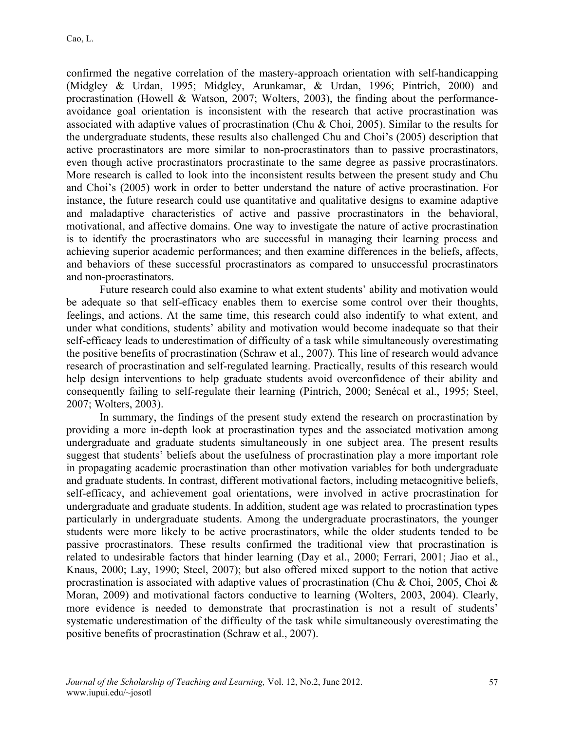confirmed the negative correlation of the mastery-approach orientation with self-handicapping (Midgley & Urdan, 1995; Midgley, Arunkamar, & Urdan, 1996; Pintrich, 2000) and procrastination (Howell & Watson, 2007; Wolters, 2003), the finding about the performance-avoidance goal orientation is inconsistent with the research that active procrastination was associated with adaptive values of procrastination (Chu & Choi, 2005). Similar to the results for the undergraduate students, these results also challenged Chu and Choi's (2005) description that active procrastinators are more similar to non-procrastinators than to passive procrastinators, even though active procrastinators procrastinate to the same degree as passive procrastinators. More research is called to look into the inconsistent results between the present study and Chu and Choi's (2005) work in order to better understand the nature of active procrastination. For instance, the future research could use quantitative and qualitative designs to examine adaptive and maladaptive characteristics of active and passive procrastinators in the behavioral, motivational, and affective domains. One way to investigate the nature of active procrastination is to identify the procrastinators who are successful in managing their learning process and achieving superior academic performances; and then examine differences in the beliefs, affects, and behaviors of these successful procrastinators as compared to unsuccessful procrastinators and non-procrastinators.

Future research could also examine to what extent students' ability and motivation would be adequate so that self-efficacy enables them to exercise some control over their thoughts, feelings, and actions. At the same time, this research could also indentify to what extent, and under what conditions, students' ability and motivation would become inadequate so that their self-efficacy leads to underestimation of difficulty of a task while simultaneously overestimating the positive benefits of procrastination (Schraw et al., 2007). This line of research would advance research of procrastination and self-regulated learning. Practically, results of this research would help design interventions to help graduate students avoid overconfidence of their ability and consequently failing to self-regulate their learning (Pintrich, 2000; Senécal et al., 1995; Steel, 2007; Wolters, 2003).

In summary, the findings of the present study extend the research on procrastination by providing a more in-depth look at procrastination types and the associated motivation among undergraduate and graduate students simultaneously in one subject area. The present results suggest that students' beliefs about the usefulness of procrastination play a more important role in propagating academic procrastination than other motivation variables for both undergraduate and graduate students. In contrast, different motivational factors, including metacognitive beliefs, self-efficacy, and achievement goal orientations, were involved in active procrastination for undergraduate and graduate students. In addition, student age was related to procrastination types particularly in undergraduate students. Among the undergraduate procrastinators, the younger students were more likely to be active procrastinators, while the older students tended to be passive procrastinators. These results confirmed the traditional view that procrastination is related to undesirable factors that hinder learning (Day et al., 2000; Ferrari, 2001; Jiao et al., Knaus, 2000; Lay, 1990; Steel, 2007); but also offered mixed support to the notion that active procrastination is associated with adaptive values of procrastination (Chu & Choi, 2005, Choi & Moran, 2009) and motivational factors conductive to learning (Wolters, 2003, 2004). Clearly, more evidence is needed to demonstrate that procrastination is not a result of students' systematic underestimation of the difficulty of the task while simultaneously overestimating the positive benefits of procrastination (Schraw et al., 2007).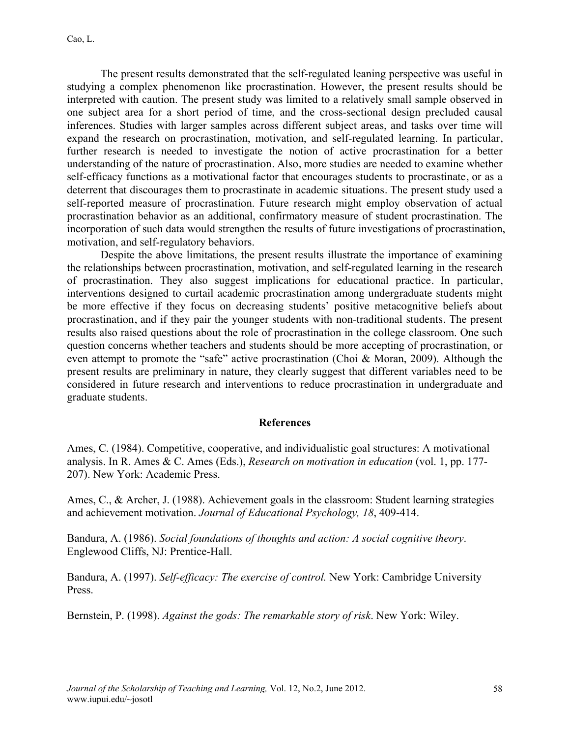The present results demonstrated that the self-regulated leaning perspective was useful in studying a complex phenomenon like procrastination. However, the present results should be interpreted with caution. The present study was limited to a relatively small sample observed in one subject area for a short period of time, and the cross-sectional design precluded causal inferences. Studies with larger samples across different subject areas, and tasks over time will expand the research on procrastination, motivation, and self-regulated learning. In particular, further research is needed to investigate the notion of active procrastination for a better understanding of the nature of procrastination. Also, more studies are needed to examine whether self-efficacy functions as a motivational factor that encourages students to procrastinate, or as a deterrent that discourages them to procrastinate in academic situations. The present study used a self-reported measure of procrastination. Future research might employ observation of actual procrastination behavior as an additional, confirmatory measure of student procrastination. The incorporation of such data would strengthen the results of future investigations of procrastination, motivation, and self-regulatory behaviors.

Despite the above limitations, the present results illustrate the importance of examining the relationships between procrastination, motivation, and self-regulated learning in the research of procrastination. They also suggest implications for educational practice. In particular, interventions designed to curtail academic procrastination among undergraduate students might be more effective if they focus on decreasing students' positive metacognitive beliefs about procrastination, and if they pair the younger students with non-traditional students. The present results also raised questions about the role of procrastination in the college classroom. One such question concerns whether teachers and students should be more accepting of procrastination, or even attempt to promote the "safe" active procrastination (Choi & Moran, 2009). Although the present results are preliminary in nature, they clearly suggest that different variables need to be considered in future research and interventions to reduce procrastination in undergraduate and graduate students.

## References

Ames, C. (1984). Competitive, cooperative, and individualistic goal structures: A motivational analysis. In R. Ames & C. Ames (Eds.), *Research on motivation in education* (vol. 1, pp. 177-207). New York: Academic Press.

Ames, C., & Archer, J. (1988). Achievement goals in the classroom: Student learning strategies and achievement motivation. *Journal of Educational Psychology, 18*, 409-414.

Bandura, A. (1986). *Social foundations of thoughts and action: A social cognitive theory*. Englewood Cliffs, NJ: Prentice-Hall.

Bandura, A. (1997). *Self-efficacy: The exercise of control.* New York: Cambridge University Press.

Bernstein, P. (1998). *Against the gods: The remarkable story of risk*. New York: Wiley.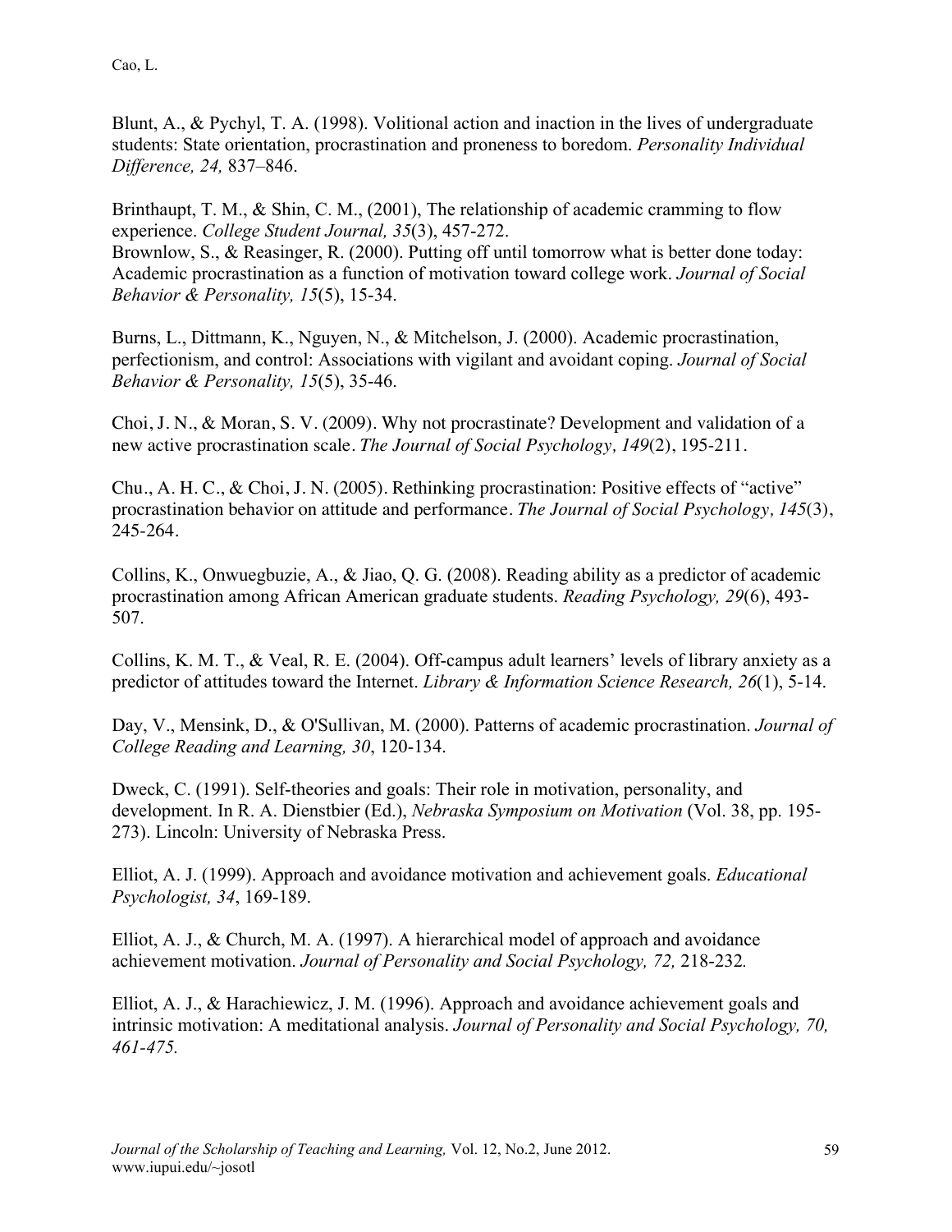Blunt, A., & Pychyl, T. A. (1998). Volitional action and inaction in the lives of undergraduate students: State orientation, procrastination and proneness to boredom. *Personality Individual Difference, 24,* 837–846.

Brinthaupt, T. M., & Shin, C. M., (2001), The relationship of academic cramming to flow experience. *College Student Journal, 35*(3), 457-272.
Brownlow, S., & Reasinger, R. (2000). Putting off until tomorrow what is better done today: Academic procrastination as a function of motivation toward college work. *Journal of Social Behavior & Personality, 15*(5), 15-34.

Burns, L., Dittmann, K., Nguyen, N., & Mitchelson, J. (2000). Academic procrastination, perfectionism, and control: Associations with vigilant and avoidant coping. *Journal of Social Behavior & Personality, 15*(5), 35-46.

Choi, J. N., & Moran, S. V. (2009). Why not procrastinate? Development and validation of a new active procrastination scale. *The Journal of Social Psychology, 149*(2), 195-211.

Chu., A. H. C., & Choi, J. N. (2005). Rethinking procrastination: Positive effects of "active" procrastination behavior on attitude and performance. *The Journal of Social Psychology, 145*(3), 245-264.

Collins, K., Onwuegbuzie, A., & Jiao, Q. G. (2008). Reading ability as a predictor of academic procrastination among African American graduate students. *Reading Psychology, 29*(6), 493-507.

Collins, K. M. T., & Veal, R. E. (2004). Off-campus adult learners' levels of library anxiety as a predictor of attitudes toward the Internet. *Library & Information Science Research, 26*(1), 5-14.

Day, V., Mensink, D., & O'Sullivan, M. (2000). Patterns of academic procrastination. *Journal of College Reading and Learning, 30*, 120-134.

Dweck, C. (1991). Self-theories and goals: Their role in motivation, personality, and development. In R. A. Dienstbier (Ed.), *Nebraska Symposium on Motivation* (Vol. 38, pp. 195-273). Lincoln: University of Nebraska Press.

Elliot, A. J. (1999). Approach and avoidance motivation and achievement goals. *Educational Psychologist, 34*, 169-189.

Elliot, A. J., & Church, M. A. (1997). A hierarchical model of approach and avoidance achievement motivation. *Journal of Personality and Social Psychology, 72,* 218-232*.*

Elliot, A. J., & Harachiewicz, J. M. (1996). Approach and avoidance achievement goals and intrinsic motivation: A meditational analysis. *Journal of Personality and Social Psychology, 70, 461-475.*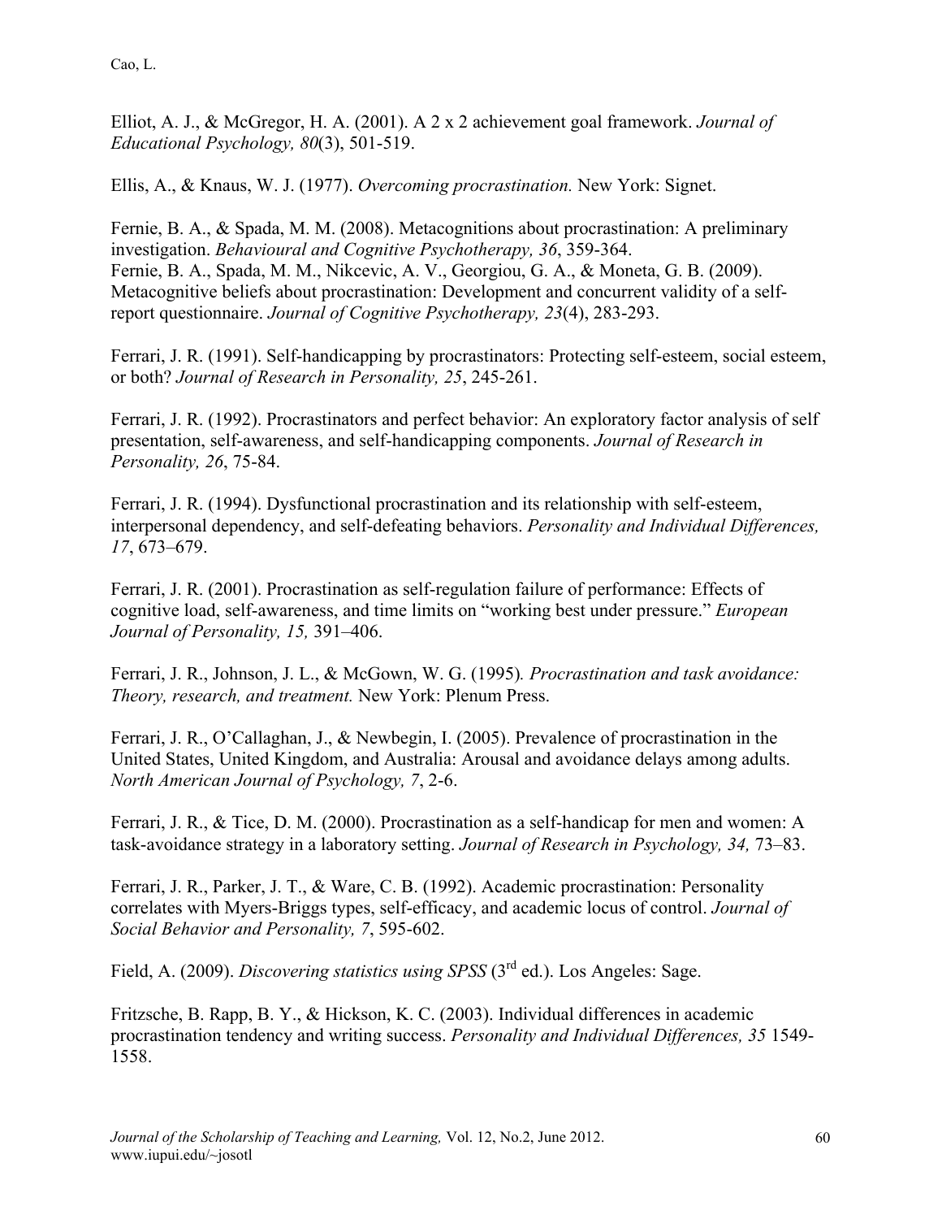Elliot, A. J., & McGregor, H. A. (2001). A 2 x 2 achievement goal framework. *Journal of Educational Psychology, 80*(3), 501-519.

Ellis, A., & Knaus, W. J. (1977). *Overcoming procrastination.* New York: Signet.

Fernie, B. A., & Spada, M. M. (2008). Metacognitions about procrastination: A preliminary investigation. *Behavioural and Cognitive Psychotherapy, 36*, 359-364.

Fernie, B. A., Spada, M. M., Nikcevic, A. V., Georgiou, G. A., & Moneta, G. B. (2009). Metacognitive beliefs about procrastination: Development and concurrent validity of a self-report questionnaire. *Journal of Cognitive Psychotherapy, 23*(4), 283-293.

Ferrari, J. R. (1991). Self-handicapping by procrastinators: Protecting self-esteem, social esteem, or both? *Journal of Research in Personality, 25*, 245-261.

Ferrari, J. R. (1992). Procrastinators and perfect behavior: An exploratory factor analysis of self presentation, self-awareness, and self-handicapping components. *Journal of Research in Personality, 26*, 75-84.

Ferrari, J. R. (1994). Dysfunctional procrastination and its relationship with self-esteem, interpersonal dependency, and self-defeating behaviors. *Personality and Individual Differences, 17*, 673–679.

Ferrari, J. R. (2001). Procrastination as self-regulation failure of performance: Effects of cognitive load, self-awareness, and time limits on "working best under pressure." *European Journal of Personality, 15,* 391–406.

Ferrari, J. R., Johnson, J. L., & McGown, W. G. (1995)*. Procrastination and task avoidance: Theory, research, and treatment.* New York: Plenum Press.

Ferrari, J. R., O'Callaghan, J., & Newbegin, I. (2005). Prevalence of procrastination in the United States, United Kingdom, and Australia: Arousal and avoidance delays among adults. *North American Journal of Psychology, 7*, 2-6.

Ferrari, J. R., & Tice, D. M. (2000). Procrastination as a self-handicap for men and women: A task-avoidance strategy in a laboratory setting. *Journal of Research in Psychology, 34,* 73–83.

Ferrari, J. R., Parker, J. T., & Ware, C. B. (1992). Academic procrastination: Personality correlates with Myers-Briggs types, self-efficacy, and academic locus of control. *Journal of Social Behavior and Personality, 7*, 595-602.

Field, A. (2009). *Discovering statistics using SPSS* (3rd ed.). Los Angeles: Sage.

Fritzsche, B. Rapp, B. Y., & Hickson, K. C. (2003). Individual differences in academic procrastination tendency and writing success. *Personality and Individual Differences, 35* 1549-1558.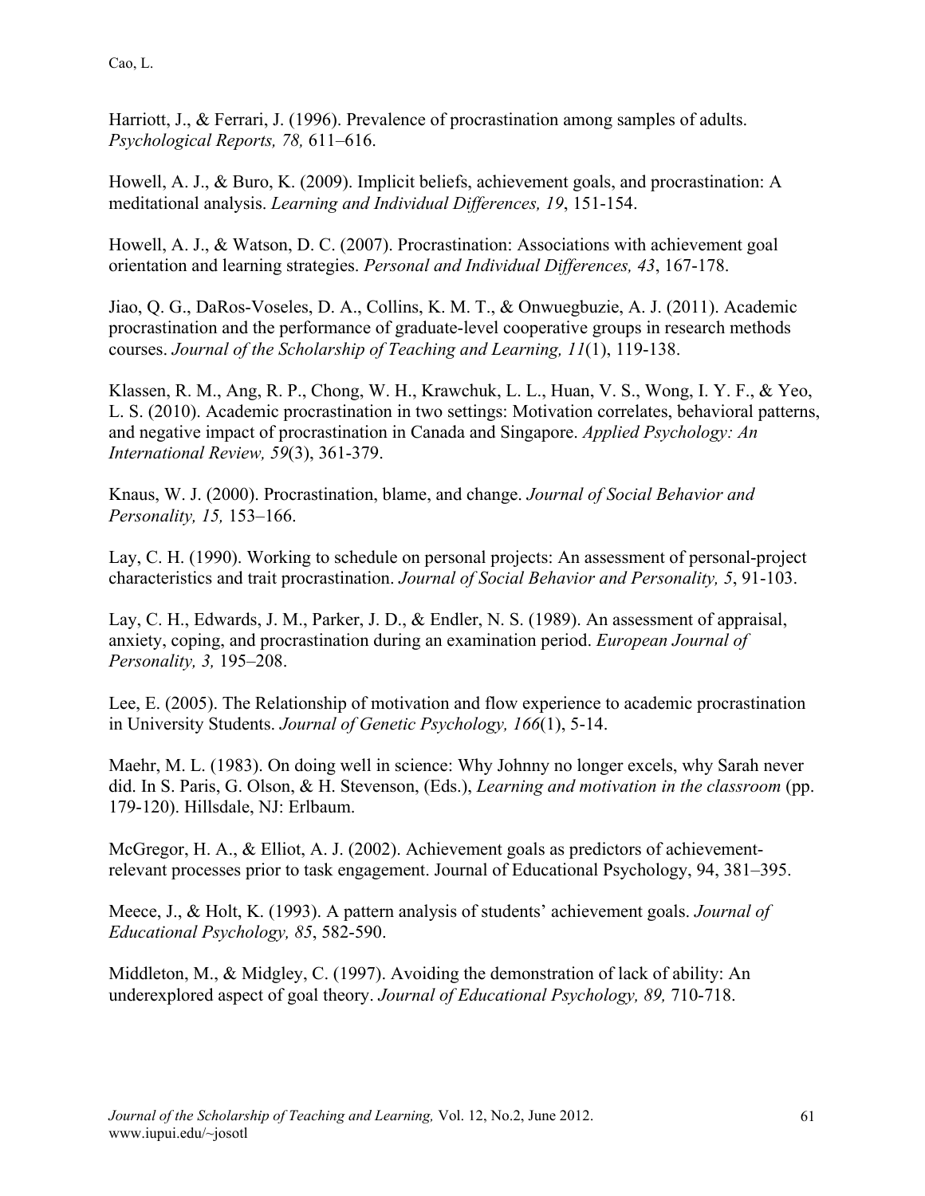Harriott, J., & Ferrari, J. (1996). Prevalence of procrastination among samples of adults. *Psychological Reports, 78,* 611–616.

Howell, A. J., & Buro, K. (2009). Implicit beliefs, achievement goals, and procrastination: A meditational analysis. *Learning and Individual Differences, 19*, 151-154.

Howell, A. J., & Watson, D. C. (2007). Procrastination: Associations with achievement goal orientation and learning strategies. *Personal and Individual Differences, 43*, 167-178.

Jiao, Q. G., DaRos-Voseles, D. A., Collins, K. M. T., & Onwuegbuzie, A. J. (2011). Academic procrastination and the performance of graduate-level cooperative groups in research methods courses. *Journal of the Scholarship of Teaching and Learning, 11*(1), 119-138.

Klassen, R. M., Ang, R. P., Chong, W. H., Krawchuk, L. L., Huan, V. S., Wong, I. Y. F., & Yeo, L. S. (2010). Academic procrastination in two settings: Motivation correlates, behavioral patterns, and negative impact of procrastination in Canada and Singapore. *Applied Psychology: An International Review, 59*(3), 361-379.

Knaus, W. J. (2000). Procrastination, blame, and change. *Journal of Social Behavior and Personality, 15,* 153–166.

Lay, C. H. (1990). Working to schedule on personal projects: An assessment of personal-project characteristics and trait procrastination. *Journal of Social Behavior and Personality, 5*, 91-103.

Lay, C. H., Edwards, J. M., Parker, J. D., & Endler, N. S. (1989). An assessment of appraisal, anxiety, coping, and procrastination during an examination period. *European Journal of Personality, 3,* 195–208.

Lee, E. (2005). The Relationship of motivation and flow experience to academic procrastination in University Students. *Journal of Genetic Psychology, 166*(1), 5-14.

Maehr, M. L. (1983). On doing well in science: Why Johnny no longer excels, why Sarah never did. In S. Paris, G. Olson, & H. Stevenson, (Eds.), *Learning and motivation in the classroom* (pp. 179-120). Hillsdale, NJ: Erlbaum.

McGregor, H. A., & Elliot, A. J. (2002). Achievement goals as predictors of achievement-relevant processes prior to task engagement. Journal of Educational Psychology, 94, 381–395.

Meece, J., & Holt, K. (1993). A pattern analysis of students' achievement goals. *Journal of Educational Psychology, 85*, 582-590.

Middleton, M., & Midgley, C. (1997). Avoiding the demonstration of lack of ability: An underexplored aspect of goal theory. *Journal of Educational Psychology, 89,* 710-718.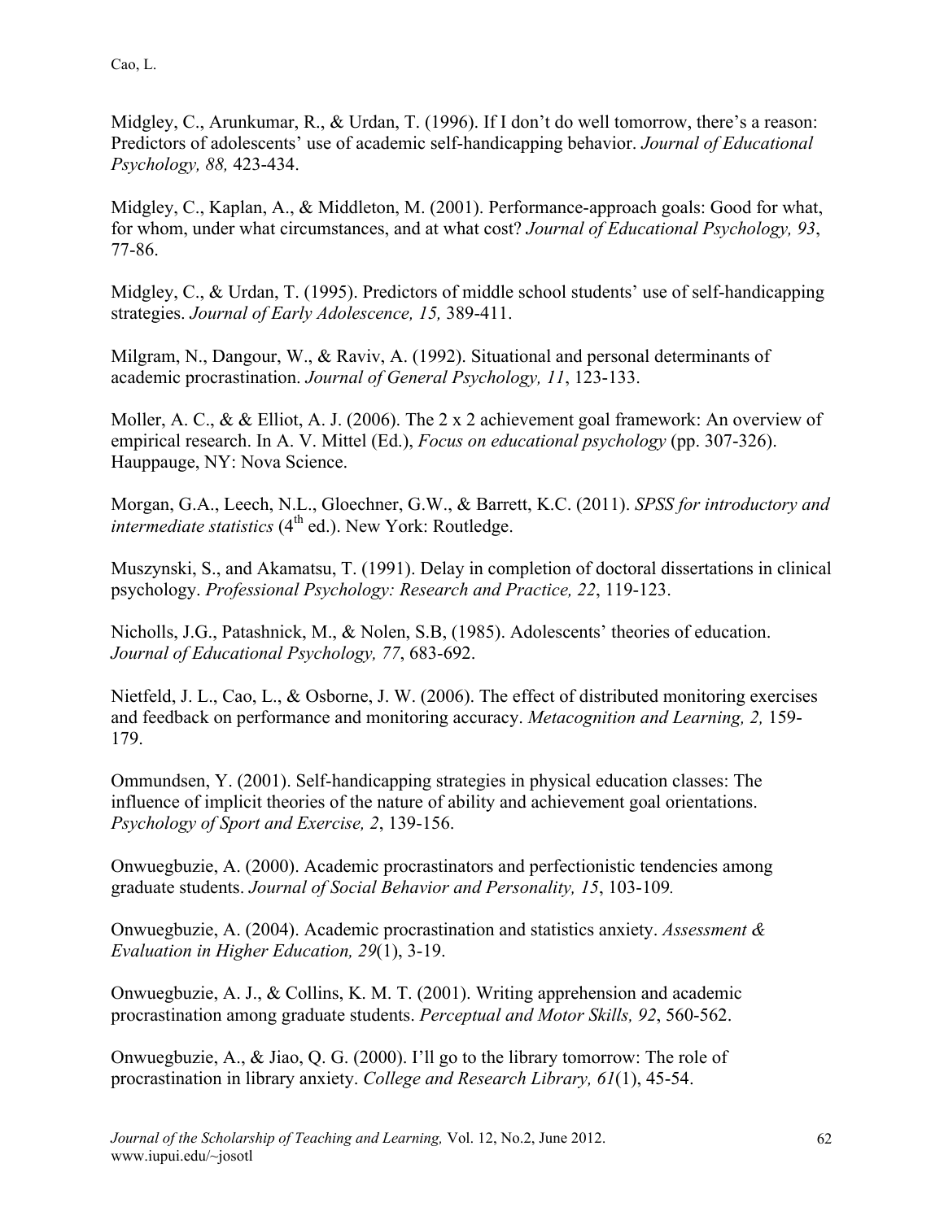Midgley, C., Arunkumar, R., & Urdan, T. (1996). If I don't do well tomorrow, there's a reason: Predictors of adolescents' use of academic self-handicapping behavior. *Journal of Educational Psychology, 88,* 423-434.

Midgley, C., Kaplan, A., & Middleton, M. (2001). Performance-approach goals: Good for what, for whom, under what circumstances, and at what cost? *Journal of Educational Psychology, 93*, 77-86.

Midgley, C., & Urdan, T. (1995). Predictors of middle school students' use of self-handicapping strategies. *Journal of Early Adolescence, 15,* 389-411.

Milgram, N., Dangour, W., & Raviv, A. (1992). Situational and personal determinants of academic procrastination. *Journal of General Psychology, 11*, 123-133.

Moller, A. C., & & Elliot, A. J. (2006). The 2 x 2 achievement goal framework: An overview of empirical research. In A. V. Mittel (Ed.), *Focus on educational psychology* (pp. 307-326). Hauppauge, NY: Nova Science.

Morgan, G.A., Leech, N.L., Gloechner, G.W., & Barrett, K.C. (2011). *SPSS for introductory and intermediate statistics* (4th ed.). New York: Routledge.

Muszynski, S., and Akamatsu, T. (1991). Delay in completion of doctoral dissertations in clinical psychology. *Professional Psychology: Research and Practice, 22*, 119-123.

Nicholls, J.G., Patashnick, M., & Nolen, S.B, (1985). Adolescents' theories of education. *Journal of Educational Psychology, 77*, 683-692.

Nietfeld, J. L., Cao, L., & Osborne, J. W. (2006). The effect of distributed monitoring exercises and feedback on performance and monitoring accuracy. *Metacognition and Learning, 2,* 159-179.

Ommundsen, Y. (2001). Self-handicapping strategies in physical education classes: The influence of implicit theories of the nature of ability and achievement goal orientations. *Psychology of Sport and Exercise, 2*, 139-156.

Onwuegbuzie, A. (2000). Academic procrastinators and perfectionistic tendencies among graduate students. *Journal of Social Behavior and Personality, 15*, 103-109*.*

Onwuegbuzie, A. (2004). Academic procrastination and statistics anxiety. *Assessment & Evaluation in Higher Education, 29*(1), 3-19.

Onwuegbuzie, A. J., & Collins, K. M. T. (2001). Writing apprehension and academic procrastination among graduate students. *Perceptual and Motor Skills, 92*, 560-562.

Onwuegbuzie, A., & Jiao, Q. G. (2000). I'll go to the library tomorrow: The role of procrastination in library anxiety. *College and Research Library, 61*(1), 45-54.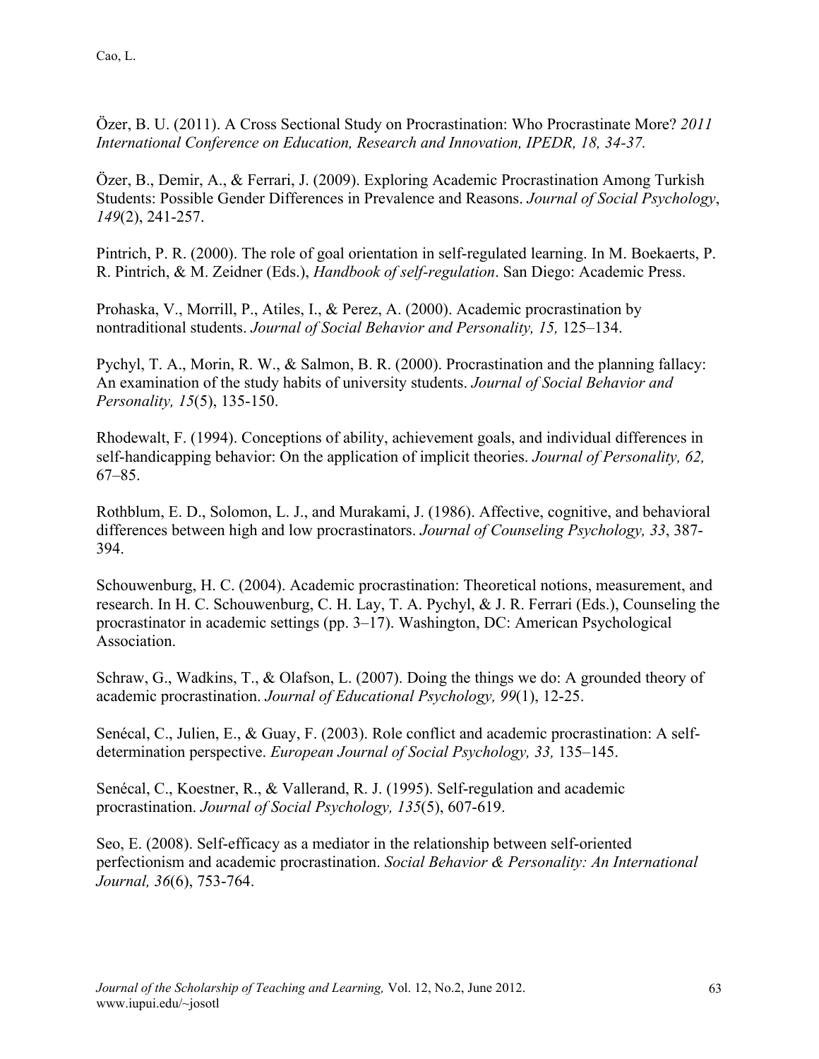Özer, B. U. (2011). A Cross Sectional Study on Procrastination: Who Procrastinate More? *2011 International Conference on Education, Research and Innovation, IPEDR, 18, 34-37.*

Özer, B., Demir, A., & Ferrari, J. (2009). Exploring Academic Procrastination Among Turkish Students: Possible Gender Differences in Prevalence and Reasons. *Journal of Social Psychology*, *149*(2), 241-257.

Pintrich, P. R. (2000). The role of goal orientation in self-regulated learning. In M. Boekaerts, P. R. Pintrich, & M. Zeidner (Eds.), *Handbook of self-regulation*. San Diego: Academic Press.

Prohaska, V., Morrill, P., Atiles, I., & Perez, A. (2000). Academic procrastination by nontraditional students. *Journal of Social Behavior and Personality, 15,* 125–134.

Pychyl, T. A., Morin, R. W., & Salmon, B. R. (2000). Procrastination and the planning fallacy: An examination of the study habits of university students. *Journal of Social Behavior and Personality, 15*(5), 135-150.

Rhodewalt, F. (1994). Conceptions of ability, achievement goals, and individual differences in self-handicapping behavior: On the application of implicit theories. *Journal of Personality, 62,* 67–85.

Rothblum, E. D., Solomon, L. J., and Murakami, J. (1986). Affective, cognitive, and behavioral differences between high and low procrastinators. *Journal of Counseling Psychology, 33*, 387-394.

Schouwenburg, H. C. (2004). Academic procrastination: Theoretical notions, measurement, and research. In H. C. Schouwenburg, C. H. Lay, T. A. Pychyl, & J. R. Ferrari (Eds.), Counseling the procrastinator in academic settings (pp. 3–17). Washington, DC: American Psychological Association.

Schraw, G., Wadkins, T., & Olafson, L. (2007). Doing the things we do: A grounded theory of academic procrastination. *Journal of Educational Psychology, 99*(1), 12-25.

Senécal, C., Julien, E., & Guay, F. (2003). Role conflict and academic procrastination: A self-determination perspective. *European Journal of Social Psychology, 33,* 135–145.

Senécal, C., Koestner, R., & Vallerand, R. J. (1995). Self-regulation and academic procrastination. *Journal of Social Psychology, 135*(5), 607-619.

Seo, E. (2008). Self-efficacy as a mediator in the relationship between self-oriented perfectionism and academic procrastination. *Social Behavior & Personality: An International Journal, 36*(6), 753-764.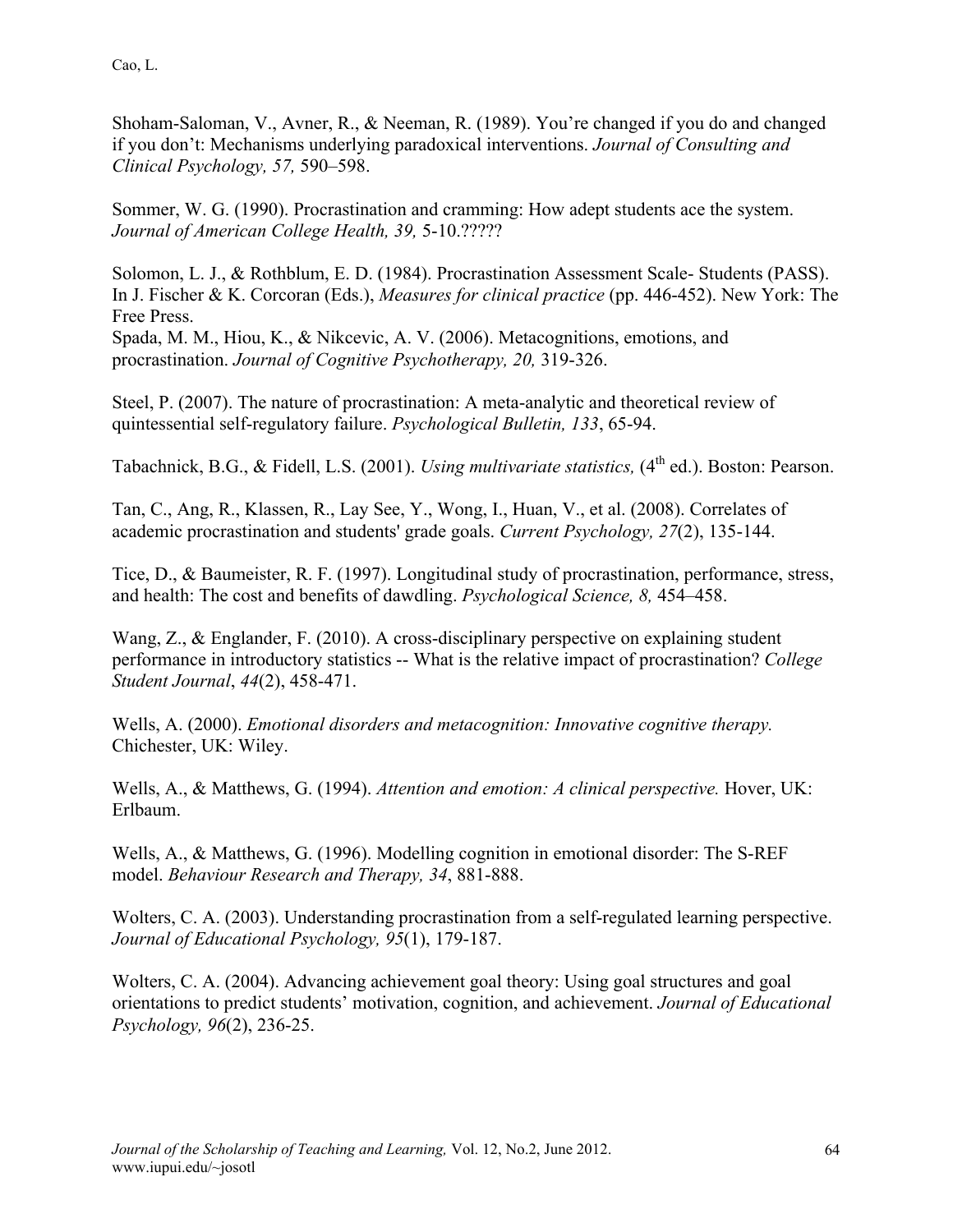Shoham-Saloman, V., Avner, R., & Neeman, R. (1989). You're changed if you do and changed if you don't: Mechanisms underlying paradoxical interventions. *Journal of Consulting and Clinical Psychology, 57,* 590–598.

Sommer, W. G. (1990). Procrastination and cramming: How adept students ace the system. *Journal of American College Health, 39,* 5-10.?????

Solomon, L. J., & Rothblum, E. D. (1984). Procrastination Assessment Scale- Students (PASS). In J. Fischer & K. Corcoran (Eds.), *Measures for clinical practice* (pp. 446-452). New York: The Free Press.

Spada, M. M., Hiou, K., & Nikcevic, A. V. (2006). Metacognitions, emotions, and procrastination. *Journal of Cognitive Psychotherapy, 20,* 319-326.

Steel, P. (2007). The nature of procrastination: A meta-analytic and theoretical review of quintessential self-regulatory failure. *Psychological Bulletin, 133*, 65-94.

Tabachnick, B.G., & Fidell, L.S. (2001). *Using multivariate statistics,* (4th ed.). Boston: Pearson.

Tan, C., Ang, R., Klassen, R., Lay See, Y., Wong, I., Huan, V., et al. (2008). Correlates of academic procrastination and students' grade goals. *Current Psychology, 27*(2), 135-144.

Tice, D., & Baumeister, R. F. (1997). Longitudinal study of procrastination, performance, stress, and health: The cost and benefits of dawdling. *Psychological Science, 8,* 454–458.

Wang, Z., & Englander, F. (2010). A cross-disciplinary perspective on explaining student performance in introductory statistics -- What is the relative impact of procrastination? *College Student Journal*, *44*(2), 458-471.

Wells, A. (2000). *Emotional disorders and metacognition: Innovative cognitive therapy.* Chichester, UK: Wiley.

Wells, A., & Matthews, G. (1994). *Attention and emotion: A clinical perspective.* Hover, UK: Erlbaum.

Wells, A., & Matthews, G. (1996). Modelling cognition in emotional disorder: The S-REF model. *Behaviour Research and Therapy, 34*, 881-888.

Wolters, C. A. (2003). Understanding procrastination from a self-regulated learning perspective. *Journal of Educational Psychology, 95*(1), 179-187.

Wolters, C. A. (2004). Advancing achievement goal theory: Using goal structures and goal orientations to predict students' motivation, cognition, and achievement. *Journal of Educational Psychology, 96*(2), 236-25.